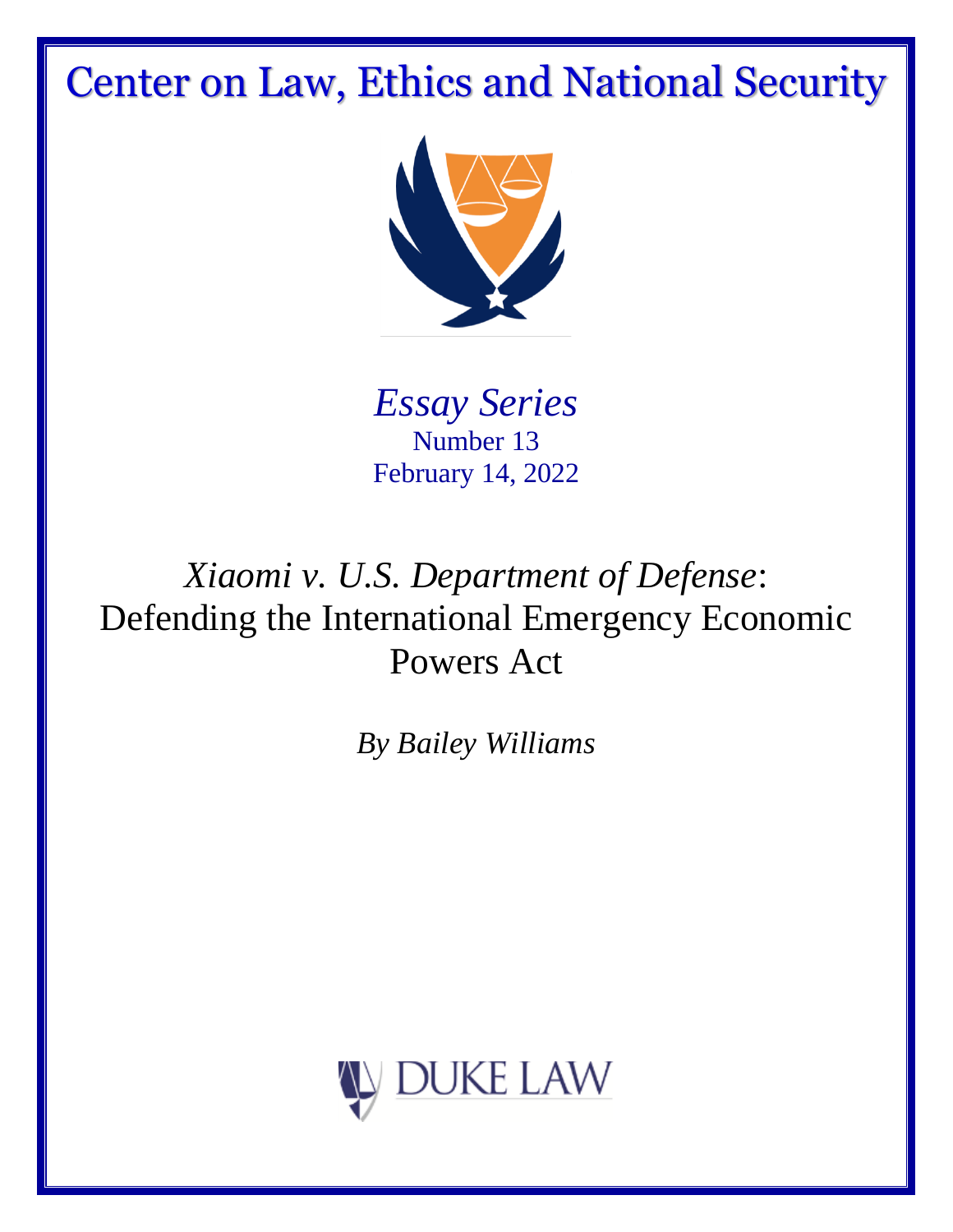# Center on Law, Ethics and National Security

*Essay Series*
Number 13
February 14, 2022

## *Xiaomi v. U.S. Department of Defense*: Defending the International Emergency Economic Powers Act

*By Bailey Williams*

DUKE LAW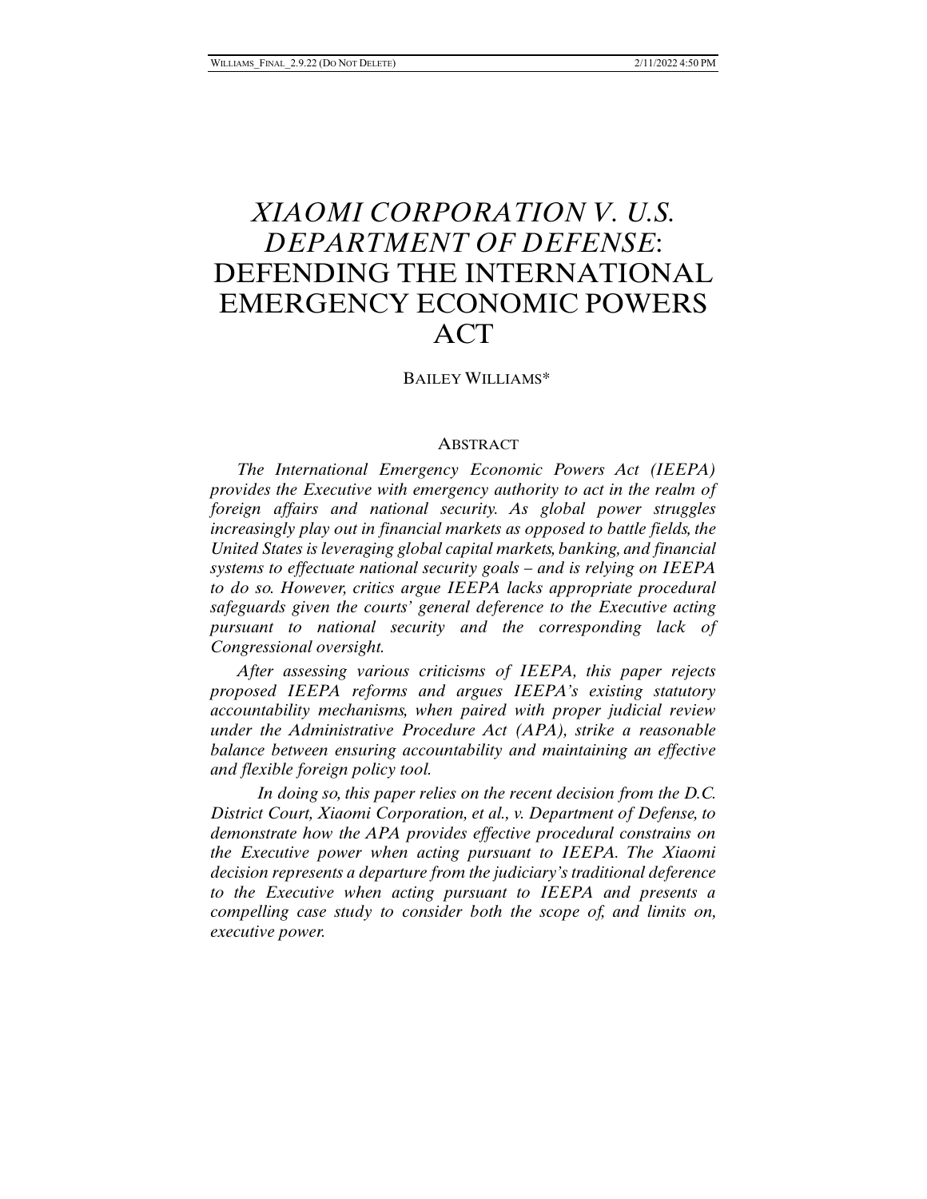# *XIAOMI CORPORATION V. U.S. DEPARTMENT OF DEFENSE*: DEFENDING THE INTERNATIONAL EMERGENCY ECONOMIC POWERS ACT

BAILEY WILLIAMS*

## ABSTRACT

*The International Emergency Economic Powers Act (IEEPA) provides the Executive with emergency authority to act in the realm of foreign affairs and national security. As global power struggles increasingly play out in financial markets as opposed to battle fields, the United States is leveraging global capital markets, banking, and financial systems to effectuate national security goals – and is relying on IEEPA to do so. However, critics argue IEEPA lacks appropriate procedural safeguards given the courts' general deference to the Executive acting pursuant to national security and the corresponding lack of Congressional oversight.*

*After assessing various criticisms of IEEPA, this paper rejects proposed IEEPA reforms and argues IEEPA's existing statutory accountability mechanisms, when paired with proper judicial review under the Administrative Procedure Act (APA), strike a reasonable balance between ensuring accountability and maintaining an effective and flexible foreign policy tool.*

*In doing so, this paper relies on the recent decision from the D.C. District Court, Xiaomi Corporation, et al., v. Department of Defense, to demonstrate how the APA provides effective procedural constrains on the Executive power when acting pursuant to IEEPA. The Xiaomi decision represents a departure from the judiciary's traditional deference to the Executive when acting pursuant to IEEPA and presents a compelling case study to consider both the scope of, and limits on, executive power.*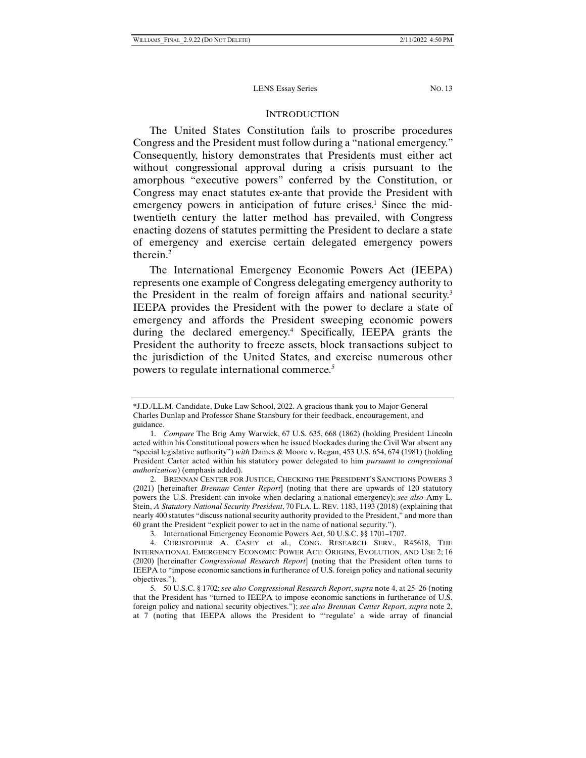## INTRODUCTION

The United States Constitution fails to proscribe procedures Congress and the President must follow during a "national emergency." Consequently, history demonstrates that Presidents must either act without congressional approval during a crisis pursuant to the amorphous "executive powers" conferred by the Constitution, or Congress may enact statutes ex-ante that provide the President with emergency powers in anticipation of future crises.[1] Since the mid-twentieth century the latter method has prevailed, with Congress enacting dozens of statutes permitting the President to declare a state of emergency and exercise certain delegated emergency powers therein.[2]

The International Emergency Economic Powers Act (IEEPA) represents one example of Congress delegating emergency authority to the President in the realm of foreign affairs and national security.[3] IEEPA provides the President with the power to declare a state of emergency and affords the President sweeping economic powers during the declared emergency.[4] Specifically, IEEPA grants the President the authority to freeze assets, block transactions subject to the jurisdiction of the United States, and exercise numerous other powers to regulate international commerce.[5]

---

\*J.D./LL.M. Candidate, Duke Law School, 2022. A gracious thank you to Major General Charles Dunlap and Professor Shane Stansbury for their feedback, encouragement, and guidance.

1. *Compare* The Brig Amy Warwick, 67 U.S. 635, 668 (1862) (holding President Lincoln acted within his Constitutional powers when he issued blockades during the Civil War absent any "special legislative authority") *with* Dames & Moore v. Regan, 453 U.S. 654, 674 (1981) (holding President Carter acted within his statutory power delegated to him *pursuant to congressional authorization*) (emphasis added).

2. BRENNAN CENTER FOR JUSTICE, CHECKING THE PRESIDENT'S SANCTIONS POWERS 3 (2021) [hereinafter *Brennan Center Report*] (noting that there are upwards of 120 statutory powers the U.S. President can invoke when declaring a national emergency); *see also* Amy L. Stein, *A Statutory National Security President*, 70 FLA. L. REV. 1183, 1193 (2018) (explaining that nearly 400 statutes "discuss national security authority provided to the President," and more than 60 grant the President "explicit power to act in the name of national security.").

3. International Emergency Economic Powers Act, 50 U.S.C. §§ 1701–1707.

4. CHRISTOPHER A. CASEY et al., CONG. RESEARCH SERV., R45618, THE INTERNATIONAL EMERGENCY ECONOMIC POWER ACT: ORIGINS, EVOLUTION, AND USE 2; 16 (2020) [hereinafter *Congressional Research Report*] (noting that the President often turns to IEEPA to "impose economic sanctions in furtherance of U.S. foreign policy and national security objectives.").

5. 50 U.S.C. § 1702; *see also Congressional Research Report*, *supra* note 4, at 25–26 (noting that the President has "turned to IEEPA to impose economic sanctions in furtherance of U.S. foreign policy and national security objectives."); *see also Brennan Center Report*, *supra* note 2, at 7 (noting that IEEPA allows the President to "'regulate' a wide array of financial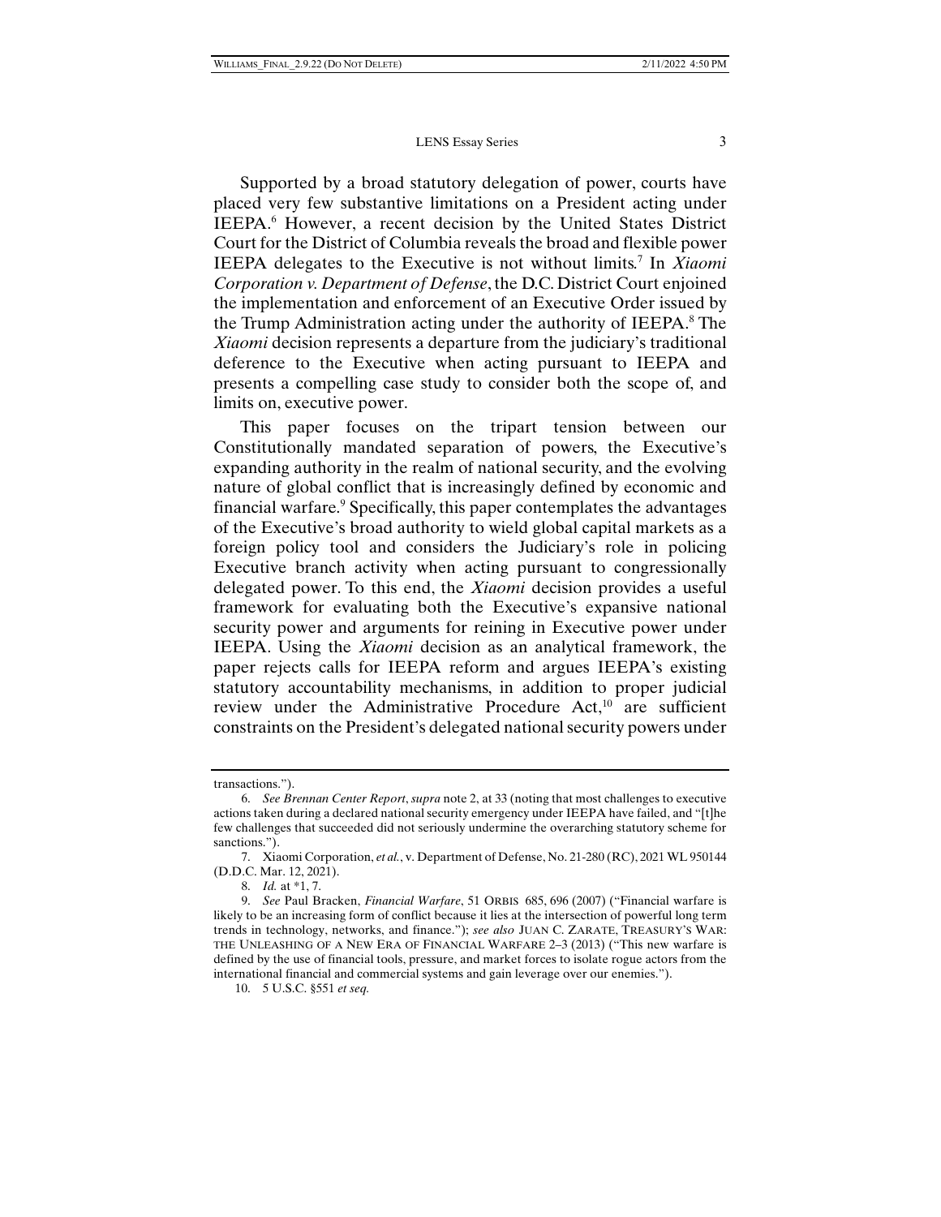Supported by a broad statutory delegation of power, courts have placed very few substantive limitations on a President acting under IEEPA.[6] However, a recent decision by the United States District Court for the District of Columbia reveals the broad and flexible power IEEPA delegates to the Executive is not without limits.[7] In *Xiaomi Corporation v. Department of Defense*, the D.C. District Court enjoined the implementation and enforcement of an Executive Order issued by the Trump Administration acting under the authority of IEEPA.[8] The *Xiaomi* decision represents a departure from the judiciary's traditional deference to the Executive when acting pursuant to IEEPA and presents a compelling case study to consider both the scope of, and limits on, executive power.

This paper focuses on the tripart tension between our Constitutionally mandated separation of powers, the Executive's expanding authority in the realm of national security, and the evolving nature of global conflict that is increasingly defined by economic and financial warfare.[9] Specifically, this paper contemplates the advantages of the Executive's broad authority to wield global capital markets as a foreign policy tool and considers the Judiciary's role in policing Executive branch activity when acting pursuant to congressionally delegated power. To this end, the *Xiaomi* decision provides a useful framework for evaluating both the Executive's expansive national security power and arguments for reining in Executive power under IEEPA. Using the *Xiaomi* decision as an analytical framework, the paper rejects calls for IEEPA reform and argues IEEPA's existing statutory accountability mechanisms, in addition to proper judicial review under the Administrative Procedure Act,[10] are sufficient constraints on the President's delegated national security powers under

---

transactions.").

6. *See Brennan Center Report*, *supra* note 2, at 33 (noting that most challenges to executive actions taken during a declared national security emergency under IEEPA have failed, and "[t]he few challenges that succeeded did not seriously undermine the overarching statutory scheme for sanctions.").

7. Xiaomi Corporation, *et al.*, v. Department of Defense, No. 21-280 (RC), 2021 WL 950144 (D.D.C. Mar. 12, 2021).

8. *Id.* at *1, 7.

9. *See* Paul Bracken, *Financial Warfare*, 51 ORBIS 685, 696 (2007) ("Financial warfare is likely to be an increasing form of conflict because it lies at the intersection of powerful long term trends in technology, networks, and finance."); *see also* JUAN C. ZARATE, TREASURY'S WAR: THE UNLEASHING OF A NEW ERA OF FINANCIAL WARFARE 2–3 (2013) ("This new warfare is defined by the use of financial tools, pressure, and market forces to isolate rogue actors from the international financial and commercial systems and gain leverage over our enemies.").

10. 5 U.S.C. §551 *et seq.*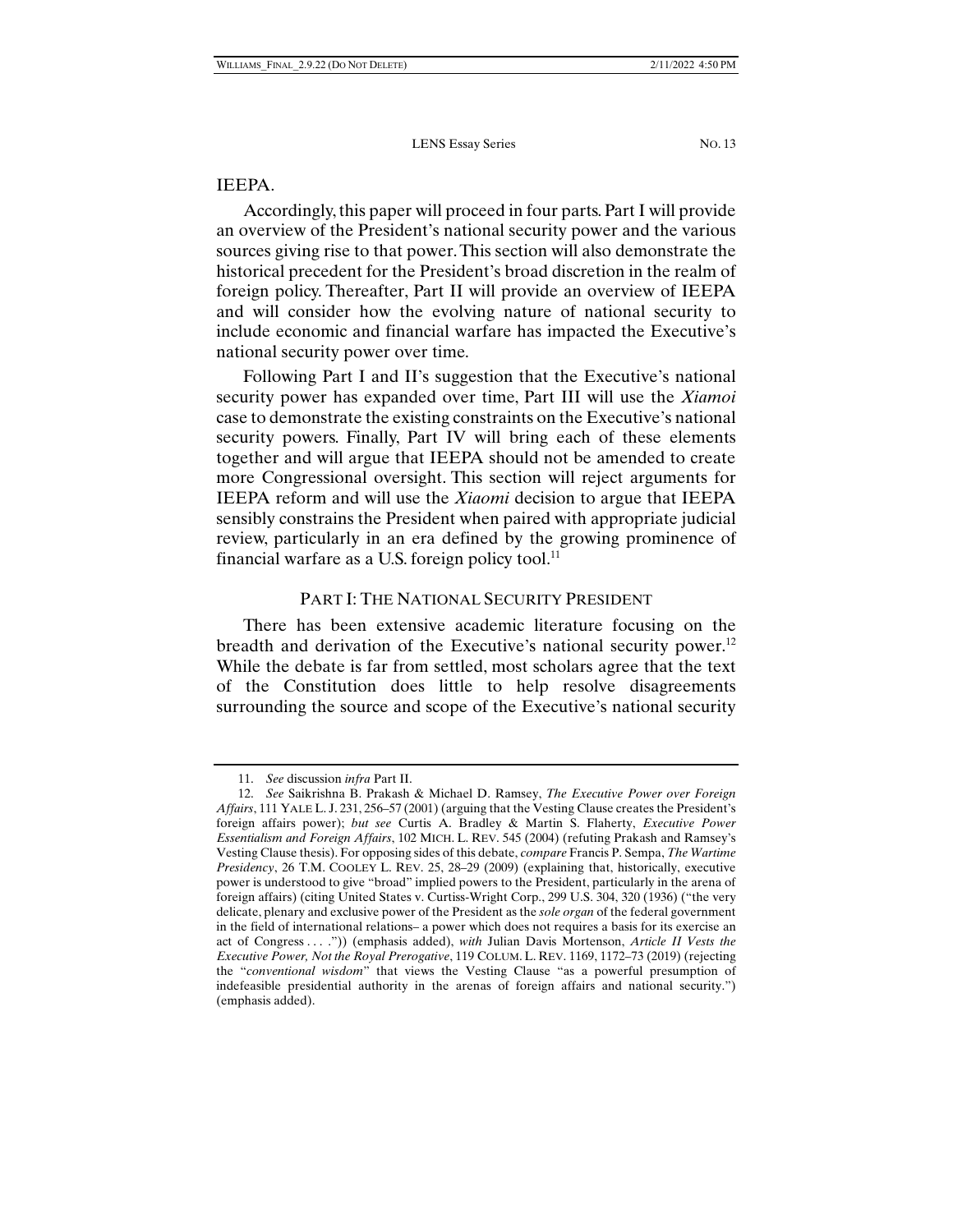IEEPA.

Accordingly, this paper will proceed in four parts. Part I will provide an overview of the President's national security power and the various sources giving rise to that power. This section will also demonstrate the historical precedent for the President's broad discretion in the realm of foreign policy. Thereafter, Part II will provide an overview of IEEPA and will consider how the evolving nature of national security to include economic and financial warfare has impacted the Executive's national security power over time.

Following Part I and II's suggestion that the Executive's national security power has expanded over time, Part III will use the *Xiamoi* case to demonstrate the existing constraints on the Executive's national security powers. Finally, Part IV will bring each of these elements together and will argue that IEEPA should not be amended to create more Congressional oversight. This section will reject arguments for IEEPA reform and will use the *Xiaomi* decision to argue that IEEPA sensibly constrains the President when paired with appropriate judicial review, particularly in an era defined by the growing prominence of financial warfare as a U.S. foreign policy tool.[11]

## PART I: THE NATIONAL SECURITY PRESIDENT

There has been extensive academic literature focusing on the breadth and derivation of the Executive's national security power.[12] While the debate is far from settled, most scholars agree that the text of the Constitution does little to help resolve disagreements surrounding the source and scope of the Executive's national security

---

11. *See* discussion *infra* Part II.

12. *See* Saikrishna B. Prakash & Michael D. Ramsey, *The Executive Power over Foreign Affairs*, 111 YALE L. J. 231, 256–57 (2001) (arguing that the Vesting Clause creates the President's foreign affairs power); *but see* Curtis A. Bradley & Martin S. Flaherty, *Executive Power Essentialism and Foreign Affairs*, 102 MICH. L. REV. 545 (2004) (refuting Prakash and Ramsey's Vesting Clause thesis). For opposing sides of this debate, *compare* Francis P. Sempa, *The Wartime Presidency*, 26 T.M. COOLEY L. REV. 25, 28–29 (2009) (explaining that, historically, executive power is understood to give "broad" implied powers to the President, particularly in the arena of foreign affairs) (citing United States v. Curtiss-Wright Corp., 299 U.S. 304, 320 (1936) ("the very delicate, plenary and exclusive power of the President as the *sole organ* of the federal government in the field of international relations– a power which does not requires a basis for its exercise an act of Congress . . . .")) (emphasis added), *with* Julian Davis Mortenson, *Article II Vests the Executive Power, Not the Royal Prerogative*, 119 COLUM. L. REV. 1169, 1172–73 (2019) (rejecting the "*conventional wisdom*" that views the Vesting Clause "as a powerful presumption of indefeasible presidential authority in the arenas of foreign affairs and national security.") (emphasis added).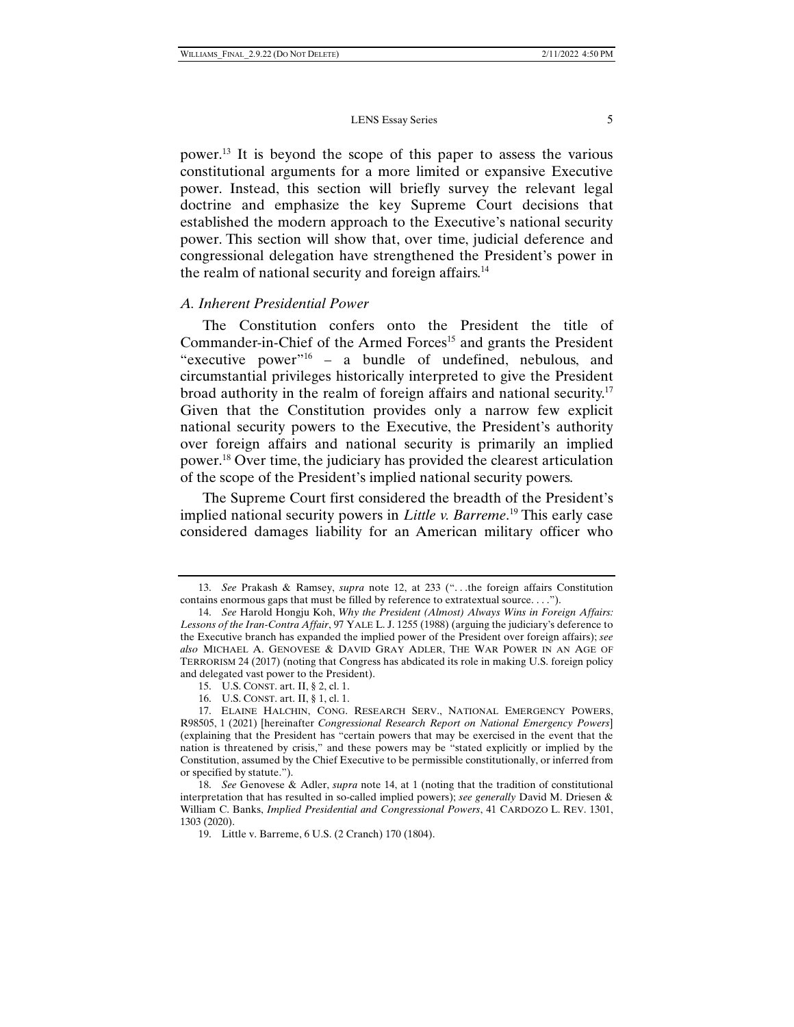power.[13] It is beyond the scope of this paper to assess the various constitutional arguments for a more limited or expansive Executive power. Instead, this section will briefly survey the relevant legal doctrine and emphasize the key Supreme Court decisions that established the modern approach to the Executive's national security power. This section will show that, over time, judicial deference and congressional delegation have strengthened the President's power in the realm of national security and foreign affairs.[14]

### *A. Inherent Presidential Power*

The Constitution confers onto the President the title of Commander-in-Chief of the Armed Forces[15] and grants the President "executive power"[16] – a bundle of undefined, nebulous, and circumstantial privileges historically interpreted to give the President broad authority in the realm of foreign affairs and national security.[17] Given that the Constitution provides only a narrow few explicit national security powers to the Executive, the President's authority over foreign affairs and national security is primarily an implied power.[18] Over time, the judiciary has provided the clearest articulation of the scope of the President's implied national security powers.

The Supreme Court first considered the breadth of the President's implied national security powers in *Little v. Barreme*.[19] This early case considered damages liability for an American military officer who

---

13. *See* Prakash & Ramsey, *supra* note 12, at 233 (". . .the foreign affairs Constitution contains enormous gaps that must be filled by reference to extratextual source. . . .").

14. *See* Harold Hongju Koh, *Why the President (Almost) Always Wins in Foreign Affairs: Lessons of the Iran-Contra Affair*, 97 YALE L. J. 1255 (1988) (arguing the judiciary's deference to the Executive branch has expanded the implied power of the President over foreign affairs); *see also* MICHAEL A. GENOVESE & DAVID GRAY ADLER, THE WAR POWER IN AN AGE OF TERRORISM 24 (2017) (noting that Congress has abdicated its role in making U.S. foreign policy and delegated vast power to the President).

15. U.S. CONST. art. II, § 2, cl. 1.

16. U.S. CONST. art. II, § 1, cl. 1.

17. ELAINE HALCHIN, CONG. RESEARCH SERV., NATIONAL EMERGENCY POWERS, R98505, 1 (2021) [hereinafter *Congressional Research Report on National Emergency Powers*] (explaining that the President has "certain powers that may be exercised in the event that the nation is threatened by crisis," and these powers may be "stated explicitly or implied by the Constitution, assumed by the Chief Executive to be permissible constitutionally, or inferred from or specified by statute.").

18. *See* Genovese & Adler, *supra* note 14, at 1 (noting that the tradition of constitutional interpretation that has resulted in so-called implied powers); *see generally* David M. Driesen & William C. Banks, *Implied Presidential and Congressional Powers*, 41 CARDOZO L. REV. 1301, 1303 (2020).

19. Little v. Barreme, 6 U.S. (2 Cranch) 170 (1804).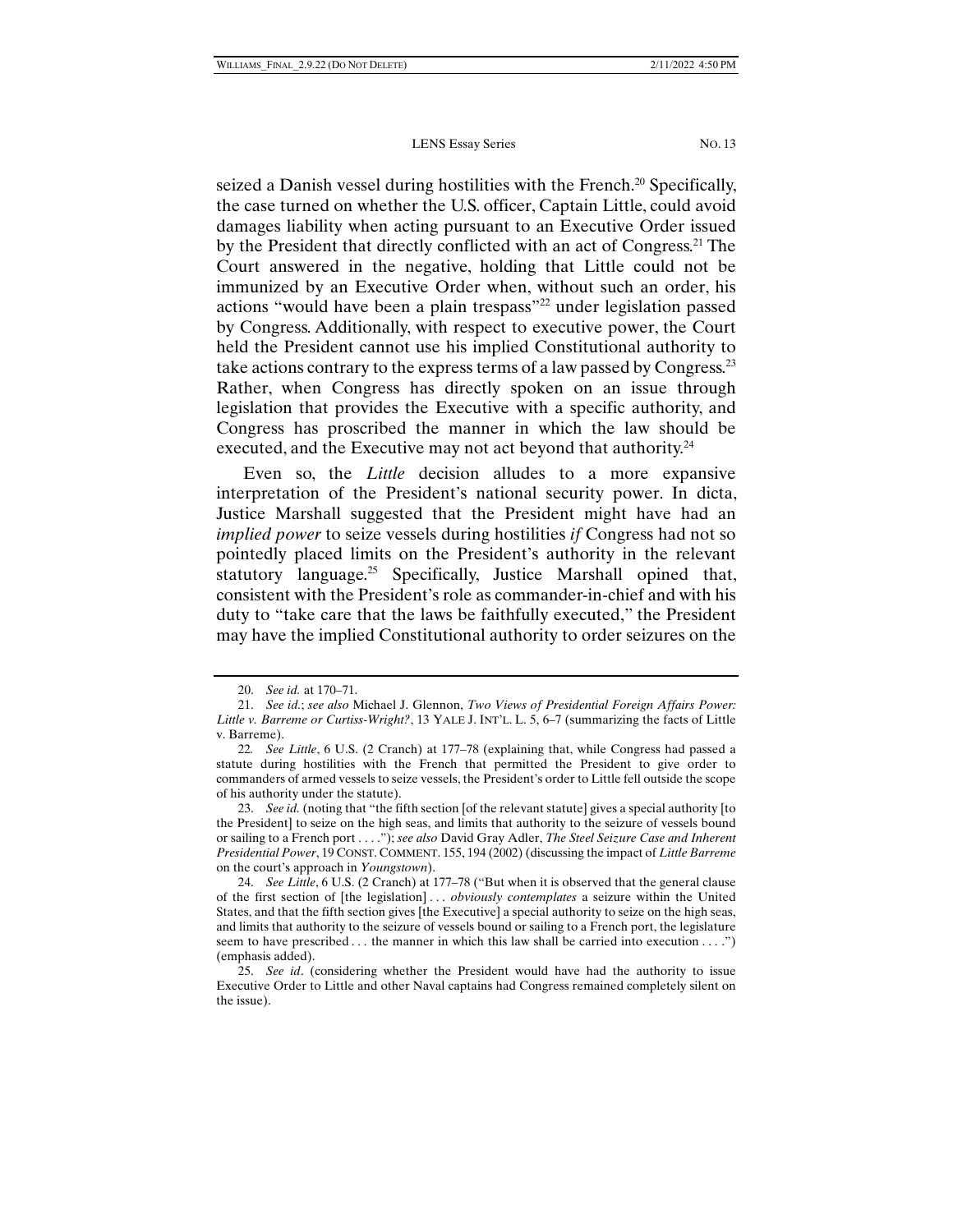seized a Danish vessel during hostilities with the French.[20] Specifically, the case turned on whether the U.S. officer, Captain Little, could avoid damages liability when acting pursuant to an Executive Order issued by the President that directly conflicted with an act of Congress.[21] The Court answered in the negative, holding that Little could not be immunized by an Executive Order when, without such an order, his actions "would have been a plain trespass"[22] under legislation passed by Congress. Additionally, with respect to executive power, the Court held the President cannot use his implied Constitutional authority to take actions contrary to the express terms of a law passed by Congress.[23] Rather, when Congress has directly spoken on an issue through legislation that provides the Executive with a specific authority, and Congress has proscribed the manner in which the law should be executed, and the Executive may not act beyond that authority.[24]

Even so, the *Little* decision alludes to a more expansive interpretation of the President's national security power. In dicta, Justice Marshall suggested that the President might have had an *implied power* to seize vessels during hostilities *if* Congress had not so pointedly placed limits on the President's authority in the relevant statutory language.[25] Specifically, Justice Marshall opined that, consistent with the President's role as commander-in-chief and with his duty to "take care that the laws be faithfully executed," the President may have the implied Constitutional authority to order seizures on the

---

20. *See id.* at 170–71.

21. *See id.*; *see also* Michael J. Glennon, *Two Views of Presidential Foreign Affairs Power: Little v. Barreme or Curtiss-Wright?*, 13 YALE J. INT'L. L. 5, 6–7 (summarizing the facts of Little v. Barreme).

22. *See Little*, 6 U.S. (2 Cranch) at 177–78 (explaining that, while Congress had passed a statute during hostilities with the French that permitted the President to give order to commanders of armed vessels to seize vessels, the President's order to Little fell outside the scope of his authority under the statute).

23. *See id.* (noting that "the fifth section [of the relevant statute] gives a special authority [to the President] to seize on the high seas, and limits that authority to the seizure of vessels bound or sailing to a French port . . . ."); *see also* David Gray Adler, *The Steel Seizure Case and Inherent Presidential Power*, 19 CONST. COMMENT. 155, 194 (2002) (discussing the impact of *Little Barreme* on the court's approach in *Youngstown*).

24. *See Little*, 6 U.S. (2 Cranch) at 177–78 ("But when it is observed that the general clause of the first section of [the legislation] . . . *obviously contemplates* a seizure within the United States, and that the fifth section gives [the Executive] a special authority to seize on the high seas, and limits that authority to the seizure of vessels bound or sailing to a French port, the legislature seem to have prescribed . . . the manner in which this law shall be carried into execution . . . .") (emphasis added).

25. *See id*. (considering whether the President would have had the authority to issue Executive Order to Little and other Naval captains had Congress remained completely silent on the issue).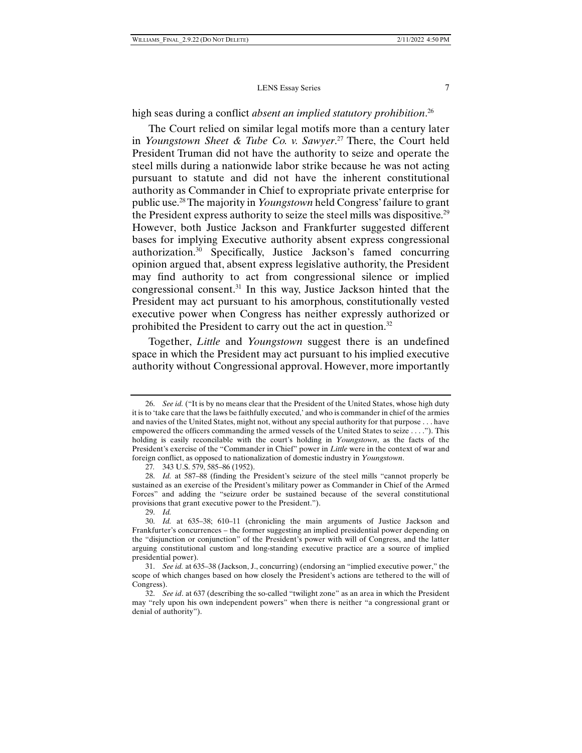high seas during a conflict *absent an implied statutory prohibition*.[26]

The Court relied on similar legal motifs more than a century later in *Youngstown Sheet & Tube Co. v. Sawyer*.[27] There, the Court held President Truman did not have the authority to seize and operate the steel mills during a nationwide labor strike because he was not acting pursuant to statute and did not have the inherent constitutional authority as Commander in Chief to expropriate private enterprise for public use.[28] The majority in *Youngstown* held Congress' failure to grant the President express authority to seize the steel mills was dispositive.[29] However, both Justice Jackson and Frankfurter suggested different bases for implying Executive authority absent express congressional authorization.[30] Specifically, Justice Jackson's famed concurring opinion argued that, absent express legislative authority, the President may find authority to act from congressional silence or implied congressional consent.[31] In this way, Justice Jackson hinted that the President may act pursuant to his amorphous, constitutionally vested executive power when Congress has neither expressly authorized or prohibited the President to carry out the act in question.[32]

Together, *Little* and *Youngstown* suggest there is an undefined space in which the President may act pursuant to his implied executive authority without Congressional approval. However, more importantly

---

26. *See id.* ("It is by no means clear that the President of the United States, whose high duty it is to 'take care that the laws be faithfully executed,' and who is commander in chief of the armies and navies of the United States, might not, without any special authority for that purpose . . . have empowered the officers commanding the armed vessels of the United States to seize . . . ."). This holding is easily reconcilable with the court's holding in *Youngstown*, as the facts of the President's exercise of the "Commander in Chief" power in *Little* were in the context of war and foreign conflict, as opposed to nationalization of domestic industry in *Youngstown*.

27. 343 U.S. 579, 585–86 (1952).

28. *Id.* at 587–88 (finding the President's seizure of the steel mills "cannot properly be sustained as an exercise of the President's military power as Commander in Chief of the Armed Forces" and adding the "seizure order be sustained because of the several constitutional provisions that grant executive power to the President.").

29. *Id.*

30. *Id.* at 635–38; 610–11 (chronicling the main arguments of Justice Jackson and Frankfurter's concurrences – the former suggesting an implied presidential power depending on the "disjunction or conjunction" of the President's power with will of Congress, and the latter arguing constitutional custom and long-standing executive practice are a source of implied presidential power).

31. *See id.* at 635–38 (Jackson, J., concurring) (endorsing an "implied executive power," the scope of which changes based on how closely the President's actions are tethered to the will of Congress).

32. *See id*. at 637 (describing the so-called "twilight zone" as an area in which the President may "rely upon his own independent powers" when there is neither "a congressional grant or denial of authority").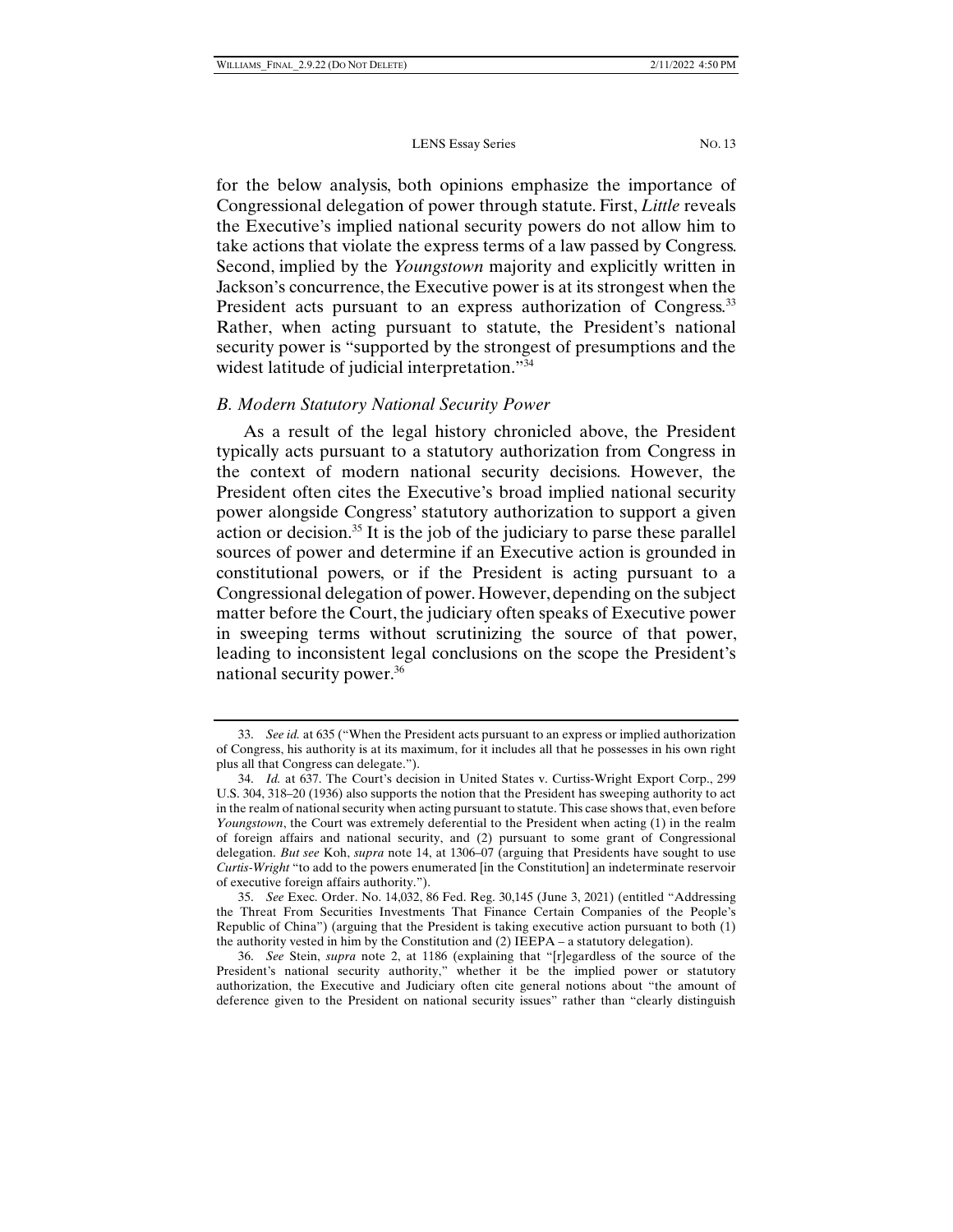for the below analysis, both opinions emphasize the importance of Congressional delegation of power through statute. First, *Little* reveals the Executive's implied national security powers do not allow him to take actions that violate the express terms of a law passed by Congress. Second, implied by the *Youngstown* majority and explicitly written in Jackson's concurrence, the Executive power is at its strongest when the President acts pursuant to an express authorization of Congress.[33] Rather, when acting pursuant to statute, the President's national security power is "supported by the strongest of presumptions and the widest latitude of judicial interpretation."[34]

### *B. Modern Statutory National Security Power*

As a result of the legal history chronicled above, the President typically acts pursuant to a statutory authorization from Congress in the context of modern national security decisions. However, the President often cites the Executive's broad implied national security power alongside Congress' statutory authorization to support a given action or decision.[35] It is the job of the judiciary to parse these parallel sources of power and determine if an Executive action is grounded in constitutional powers, or if the President is acting pursuant to a Congressional delegation of power. However, depending on the subject matter before the Court, the judiciary often speaks of Executive power in sweeping terms without scrutinizing the source of that power, leading to inconsistent legal conclusions on the scope the President's national security power.[36]

---

33. *See id.* at 635 ("When the President acts pursuant to an express or implied authorization of Congress, his authority is at its maximum, for it includes all that he possesses in his own right plus all that Congress can delegate.").

34. *Id.* at 637. The Court's decision in United States v. Curtiss-Wright Export Corp., 299 U.S. 304, 318–20 (1936) also supports the notion that the President has sweeping authority to act in the realm of national security when acting pursuant to statute. This case shows that, even before *Youngstown*, the Court was extremely deferential to the President when acting (1) in the realm of foreign affairs and national security, and (2) pursuant to some grant of Congressional delegation. *But see* Koh, *supra* note 14, at 1306–07 (arguing that Presidents have sought to use *Curtis-Wright* "to add to the powers enumerated [in the Constitution] an indeterminate reservoir of executive foreign affairs authority.").

35. *See* Exec. Order. No. 14,032, 86 Fed. Reg. 30,145 (June 3, 2021) (entitled "Addressing the Threat From Securities Investments That Finance Certain Companies of the People's Republic of China") (arguing that the President is taking executive action pursuant to both (1) the authority vested in him by the Constitution and (2) IEEPA – a statutory delegation).

36. *See* Stein, *supra* note 2, at 1186 (explaining that "[r]egardless of the source of the President's national security authority," whether it be the implied power or statutory authorization, the Executive and Judiciary often cite general notions about "the amount of deference given to the President on national security issues" rather than "clearly distinguish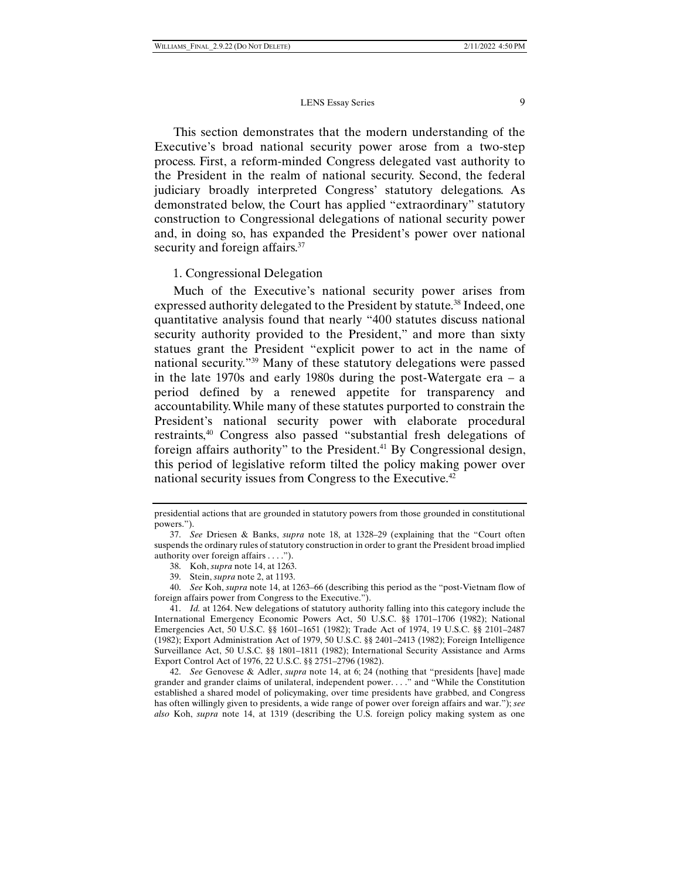This section demonstrates that the modern understanding of the Executive's broad national security power arose from a two-step process. First, a reform-minded Congress delegated vast authority to the President in the realm of national security. Second, the federal judiciary broadly interpreted Congress' statutory delegations. As demonstrated below, the Court has applied "extraordinary" statutory construction to Congressional delegations of national security power and, in doing so, has expanded the President's power over national security and foreign affairs.[37]

### 1. Congressional Delegation

Much of the Executive's national security power arises from expressed authority delegated to the President by statute.[38] Indeed, one quantitative analysis found that nearly "400 statutes discuss national security authority provided to the President," and more than sixty statues grant the President "explicit power to act in the name of national security."[39] Many of these statutory delegations were passed in the late 1970s and early 1980s during the post-Watergate era – a period defined by a renewed appetite for transparency and accountability. While many of these statutes purported to constrain the President's national security power with elaborate procedural restraints,[40] Congress also passed "substantial fresh delegations of foreign affairs authority" to the President.[41] By Congressional design, this period of legislative reform tilted the policy making power over national security issues from Congress to the Executive.[42]

---

presidential actions that are grounded in statutory powers from those grounded in constitutional powers.").

37. *See* Driesen & Banks, *supra* note 18, at 1328–29 (explaining that the "Court often suspends the ordinary rules of statutory construction in order to grant the President broad implied authority over foreign affairs . . . .").

38. Koh, *supra* note 14, at 1263.

39. Stein, *supra* note 2, at 1193.

40. *See* Koh, *supra* note 14, at 1263–66 (describing this period as the "post-Vietnam flow of foreign affairs power from Congress to the Executive.").

41. *Id.* at 1264. New delegations of statutory authority falling into this category include the International Emergency Economic Powers Act, 50 U.S.C. §§ 1701–1706 (1982); National Emergencies Act, 50 U.S.C. §§ 1601–1651 (1982); Trade Act of 1974, 19 U.S.C. §§ 2101–2487 (1982); Export Administration Act of 1979, 50 U.S.C. §§ 2401–2413 (1982); Foreign Intelligence Surveillance Act, 50 U.S.C. §§ 1801–1811 (1982); International Security Assistance and Arms Export Control Act of 1976, 22 U.S.C. §§ 2751–2796 (1982).

42. *See* Genovese & Adler, *supra* note 14, at 6; 24 (nothing that "presidents [have] made grander and grander claims of unilateral, independent power. . . ." and "While the Constitution established a shared model of policymaking, over time presidents have grabbed, and Congress has often willingly given to presidents, a wide range of power over foreign affairs and war."); *see also* Koh, *supra* note 14, at 1319 (describing the U.S. foreign policy making system as one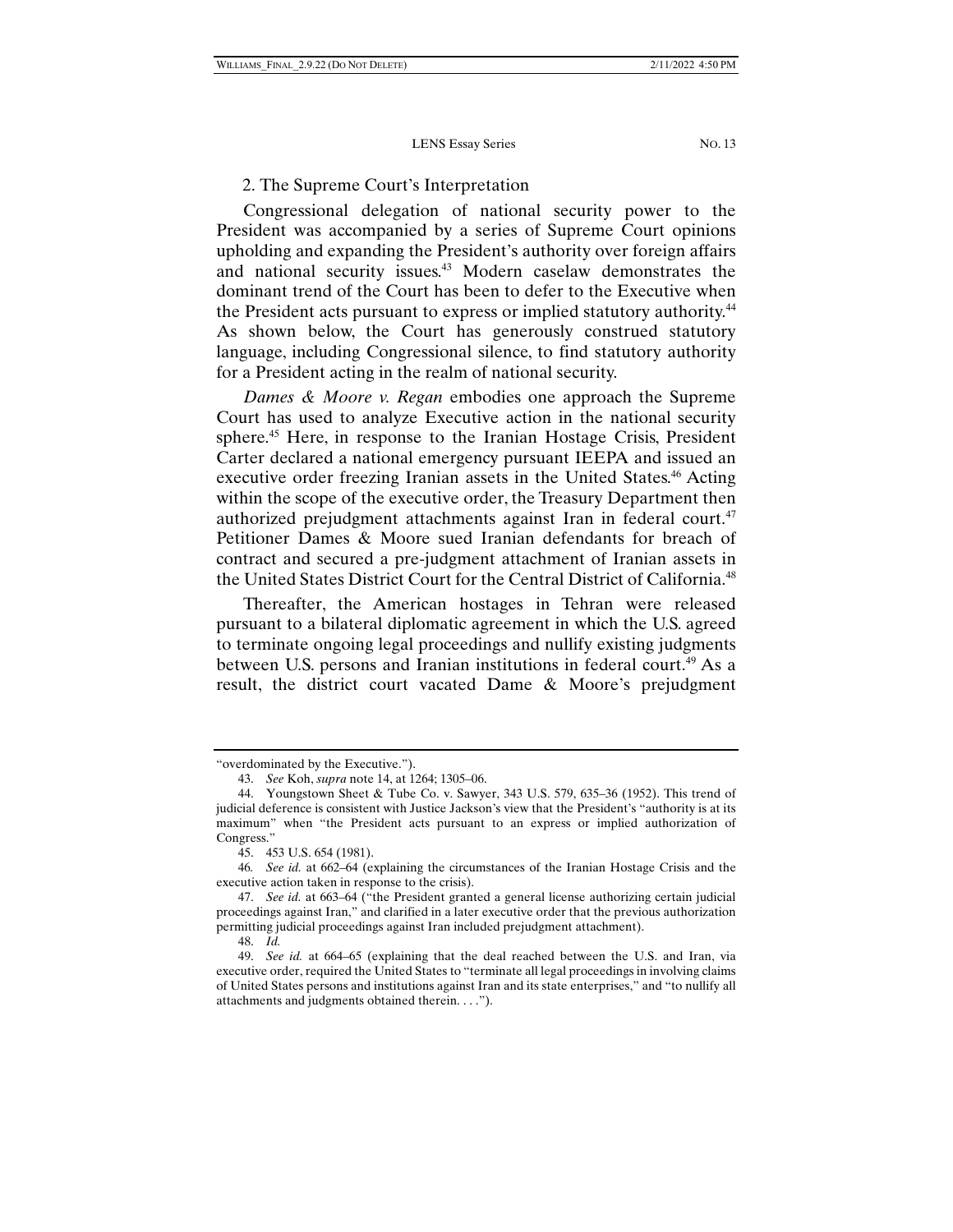### 2. The Supreme Court's Interpretation

Congressional delegation of national security power to the President was accompanied by a series of Supreme Court opinions upholding and expanding the President's authority over foreign affairs and national security issues.[43] Modern caselaw demonstrates the dominant trend of the Court has been to defer to the Executive when the President acts pursuant to express or implied statutory authority.[44] As shown below, the Court has generously construed statutory language, including Congressional silence, to find statutory authority for a President acting in the realm of national security.

*Dames & Moore v. Regan* embodies one approach the Supreme Court has used to analyze Executive action in the national security sphere.[45] Here, in response to the Iranian Hostage Crisis, President Carter declared a national emergency pursuant IEEPA and issued an executive order freezing Iranian assets in the United States.[46] Acting within the scope of the executive order, the Treasury Department then authorized prejudgment attachments against Iran in federal court.[47] Petitioner Dames & Moore sued Iranian defendants for breach of contract and secured a pre-judgment attachment of Iranian assets in the United States District Court for the Central District of California.[48]

Thereafter, the American hostages in Tehran were released pursuant to a bilateral diplomatic agreement in which the U.S. agreed to terminate ongoing legal proceedings and nullify existing judgments between U.S. persons and Iranian institutions in federal court.[49] As a result, the district court vacated Dame & Moore's prejudgment

---

"overdominated by the Executive.").

43. *See* Koh, *supra* note 14, at 1264; 1305–06.

44. Youngstown Sheet & Tube Co. v. Sawyer, 343 U.S. 579, 635–36 (1952). This trend of judicial deference is consistent with Justice Jackson's view that the President's "authority is at its maximum" when "the President acts pursuant to an express or implied authorization of Congress."

45. 453 U.S. 654 (1981).

46. *See id.* at 662–64 (explaining the circumstances of the Iranian Hostage Crisis and the executive action taken in response to the crisis).

47. *See id.* at 663–64 ("the President granted a general license authorizing certain judicial proceedings against Iran," and clarified in a later executive order that the previous authorization permitting judicial proceedings against Iran included prejudgment attachment).

48. *Id.*

49. *See id.* at 664–65 (explaining that the deal reached between the U.S. and Iran, via executive order, required the United States to "terminate all legal proceedings in involving claims of United States persons and institutions against Iran and its state enterprises," and "to nullify all attachments and judgments obtained therein. . . .").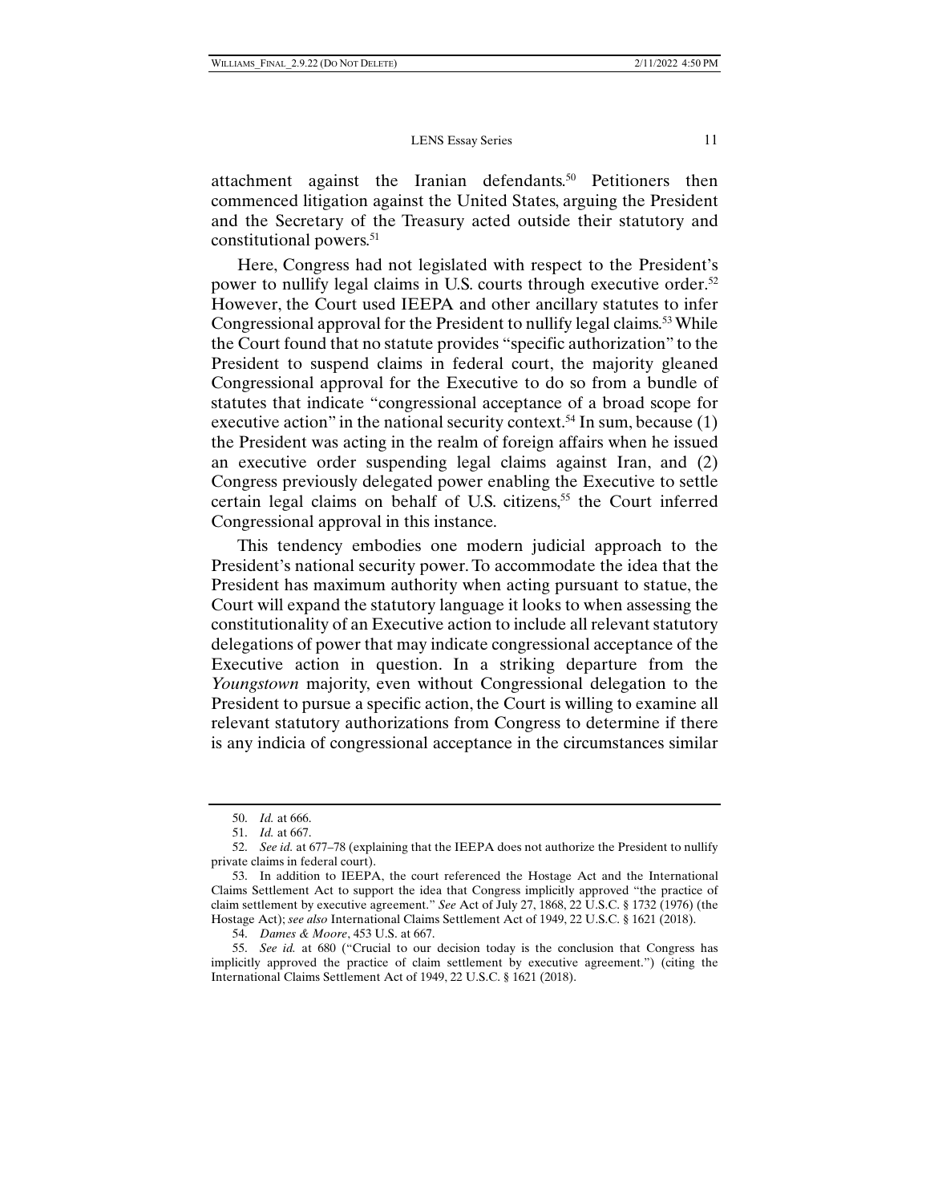attachment against the Iranian defendants.[50] Petitioners then commenced litigation against the United States, arguing the President and the Secretary of the Treasury acted outside their statutory and constitutional powers.[51]

Here, Congress had not legislated with respect to the President's power to nullify legal claims in U.S. courts through executive order.[52] However, the Court used IEEPA and other ancillary statutes to infer Congressional approval for the President to nullify legal claims.[53] While the Court found that no statute provides "specific authorization" to the President to suspend claims in federal court, the majority gleaned Congressional approval for the Executive to do so from a bundle of statutes that indicate "congressional acceptance of a broad scope for executive action" in the national security context.[54] In sum, because (1) the President was acting in the realm of foreign affairs when he issued an executive order suspending legal claims against Iran, and (2) Congress previously delegated power enabling the Executive to settle certain legal claims on behalf of U.S. citizens,[55] the Court inferred Congressional approval in this instance.

This tendency embodies one modern judicial approach to the President's national security power. To accommodate the idea that the President has maximum authority when acting pursuant to statue, the Court will expand the statutory language it looks to when assessing the constitutionality of an Executive action to include all relevant statutory delegations of power that may indicate congressional acceptance of the Executive action in question. In a striking departure from the *Youngstown* majority, even without Congressional delegation to the President to pursue a specific action, the Court is willing to examine all relevant statutory authorizations from Congress to determine if there is any indicia of congressional acceptance in the circumstances similar

---

50. *Id.* at 666.

51. *Id.* at 667.

52. *See id.* at 677–78 (explaining that the IEEPA does not authorize the President to nullify private claims in federal court).

53. In addition to IEEPA, the court referenced the Hostage Act and the International Claims Settlement Act to support the idea that Congress implicitly approved "the practice of claim settlement by executive agreement." *See* Act of July 27, 1868, 22 U.S.C. § 1732 (1976) (the Hostage Act); *see also* International Claims Settlement Act of 1949, 22 U.S.C. § 1621 (2018).

54. *Dames & Moore*, 453 U.S. at 667.

55. *See id.* at 680 ("Crucial to our decision today is the conclusion that Congress has implicitly approved the practice of claim settlement by executive agreement.") (citing the International Claims Settlement Act of 1949, 22 U.S.C. § 1621 (2018).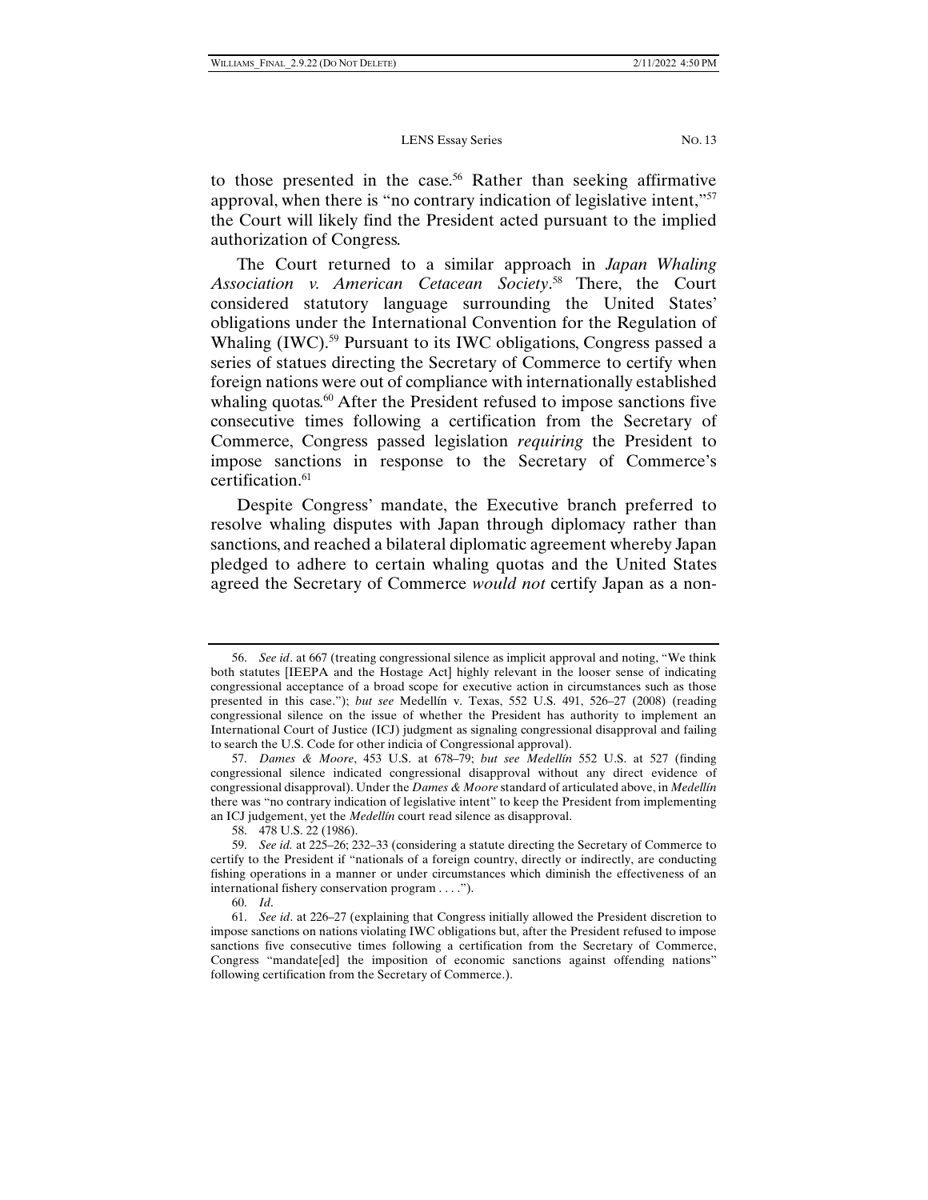to those presented in the case.[56] Rather than seeking affirmative approval, when there is "no contrary indication of legislative intent,"[57] the Court will likely find the President acted pursuant to the implied authorization of Congress.

The Court returned to a similar approach in *Japan Whaling Association v. American Cetacean Society*.[58] There, the Court considered statutory language surrounding the United States' obligations under the International Convention for the Regulation of Whaling (IWC).[59] Pursuant to its IWC obligations, Congress passed a series of statues directing the Secretary of Commerce to certify when foreign nations were out of compliance with internationally established whaling quotas.[60] After the President refused to impose sanctions five consecutive times following a certification from the Secretary of Commerce, Congress passed legislation *requiring* the President to impose sanctions in response to the Secretary of Commerce's certification.[61]

Despite Congress' mandate, the Executive branch preferred to resolve whaling disputes with Japan through diplomacy rather than sanctions, and reached a bilateral diplomatic agreement whereby Japan pledged to adhere to certain whaling quotas and the United States agreed the Secretary of Commerce *would not* certify Japan as a non-

---

56. *See id*. at 667 (treating congressional silence as implicit approval and noting, "We think both statutes [IEEPA and the Hostage Act] highly relevant in the looser sense of indicating congressional acceptance of a broad scope for executive action in circumstances such as those presented in this case."); *but see* Medellín v. Texas, 552 U.S. 491, 526–27 (2008) (reading congressional silence on the issue of whether the President has authority to implement an International Court of Justice (ICJ) judgment as signaling congressional disapproval and failing to search the U.S. Code for other indicia of Congressional approval).

57. *Dames & Moore*, 453 U.S. at 678–79; *but see Medellín* 552 U.S. at 527 (finding congressional silence indicated congressional disapproval without any direct evidence of congressional disapproval). Under the *Dames & Moore* standard of articulated above, in *Medellín* there was "no contrary indication of legislative intent" to keep the President from implementing an ICJ judgement, yet the *Medellín* court read silence as disapproval.

58. 478 U.S. 22 (1986).

59. *See id.* at 225–26; 232–33 (considering a statute directing the Secretary of Commerce to certify to the President if "nationals of a foreign country, directly or indirectly, are conducting fishing operations in a manner or under circumstances which diminish the effectiveness of an international fishery conservation program . . . .").

60. *Id*.

61. *See id*. at 226–27 (explaining that Congress initially allowed the President discretion to impose sanctions on nations violating IWC obligations but, after the President refused to impose sanctions five consecutive times following a certification from the Secretary of Commerce, Congress "mandate[ed] the imposition of economic sanctions against offending nations" following certification from the Secretary of Commerce.).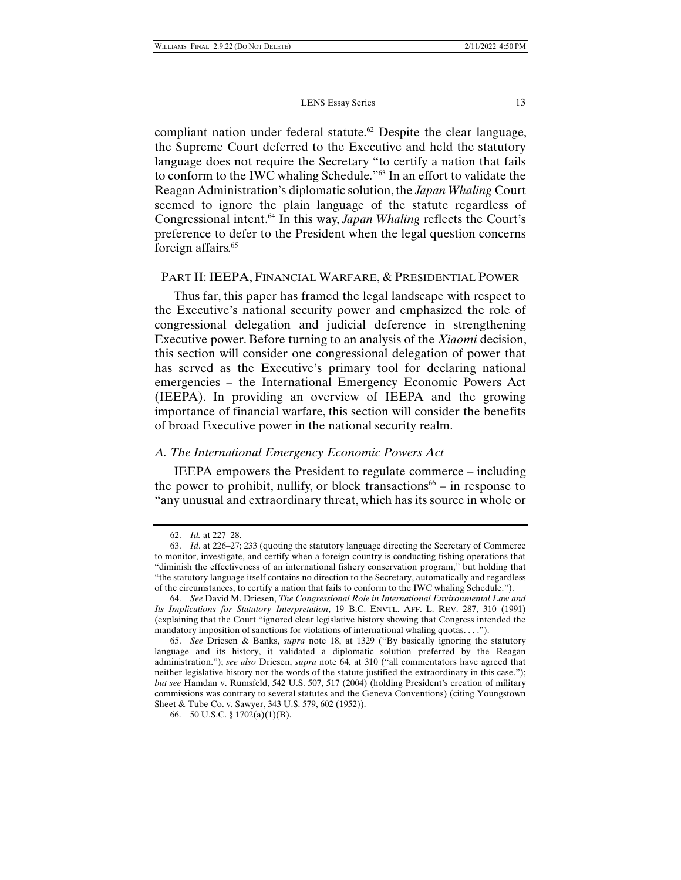compliant nation under federal statute.[62] Despite the clear language, the Supreme Court deferred to the Executive and held the statutory language does not require the Secretary "to certify a nation that fails to conform to the IWC whaling Schedule."[63] In an effort to validate the Reagan Administration's diplomatic solution, the *Japan Whaling* Court seemed to ignore the plain language of the statute regardless of Congressional intent.[64] In this way, *Japan Whaling* reflects the Court's preference to defer to the President when the legal question concerns foreign affairs.[65]

## PART II: IEEPA, FINANCIAL WARFARE, & PRESIDENTIAL POWER

Thus far, this paper has framed the legal landscape with respect to the Executive's national security power and emphasized the role of congressional delegation and judicial deference in strengthening Executive power. Before turning to an analysis of the *Xiaomi* decision, this section will consider one congressional delegation of power that has served as the Executive's primary tool for declaring national emergencies – the International Emergency Economic Powers Act (IEEPA). In providing an overview of IEEPA and the growing importance of financial warfare, this section will consider the benefits of broad Executive power in the national security realm.

### *A. The International Emergency Economic Powers Act*

IEEPA empowers the President to regulate commerce – including the power to prohibit, nullify, or block transactions[66] – in response to "any unusual and extraordinary threat, which has its source in whole or

---

62. *Id.* at 227–28.

63. *Id*. at 226–27; 233 (quoting the statutory language directing the Secretary of Commerce to monitor, investigate, and certify when a foreign country is conducting fishing operations that "diminish the effectiveness of an international fishery conservation program," but holding that "the statutory language itself contains no direction to the Secretary, automatically and regardless of the circumstances, to certify a nation that fails to conform to the IWC whaling Schedule.").

64. *See* David M. Driesen, *The Congressional Role in International Environmental Law and Its Implications for Statutory Interpretation*, 19 B.C. ENVTL. AFF. L. REV. 287, 310 (1991) (explaining that the Court "ignored clear legislative history showing that Congress intended the mandatory imposition of sanctions for violations of international whaling quotas. . . .").

65. *See* Driesen & Banks, *supra* note 18, at 1329 ("By basically ignoring the statutory language and its history, it validated a diplomatic solution preferred by the Reagan administration."); *see also* Driesen, *supra* note 64, at 310 ("all commentators have agreed that neither legislative history nor the words of the statute justified the extraordinary in this case."); *but see* Hamdan v. Rumsfeld, 542 U.S. 507, 517 (2004) (holding President's creation of military commissions was contrary to several statutes and the Geneva Conventions) (citing Youngstown Sheet & Tube Co. v. Sawyer, 343 U.S. 579, 602 (1952)).

66. 50 U.S.C. § 1702(a)(1)(B).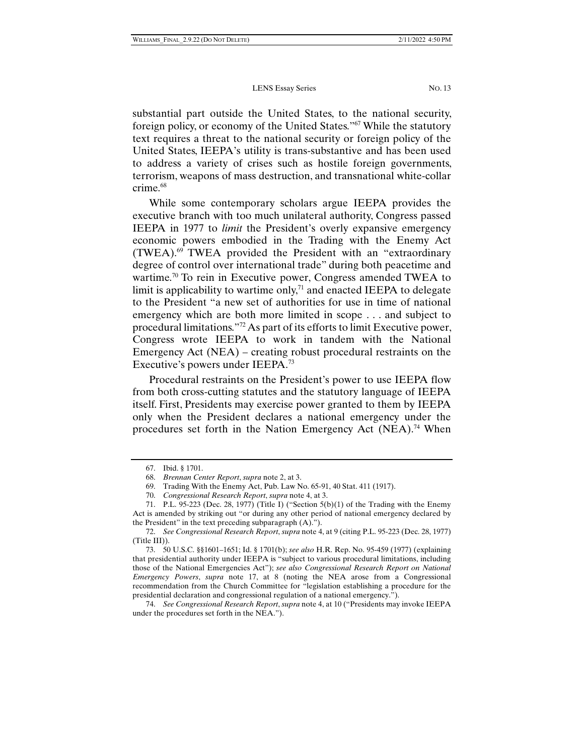substantial part outside the United States, to the national security, foreign policy, or economy of the United States."[67] While the statutory text requires a threat to the national security or foreign policy of the United States, IEEPA's utility is trans-substantive and has been used to address a variety of crises such as hostile foreign governments, terrorism, weapons of mass destruction, and transnational white-collar crime.[68]

While some contemporary scholars argue IEEPA provides the executive branch with too much unilateral authority, Congress passed IEEPA in 1977 to *limit* the President's overly expansive emergency economic powers embodied in the Trading with the Enemy Act (TWEA).[69] TWEA provided the President with an "extraordinary degree of control over international trade" during both peacetime and wartime.[70] To rein in Executive power, Congress amended TWEA to limit is applicability to wartime only,[71] and enacted IEEPA to delegate to the President "a new set of authorities for use in time of national emergency which are both more limited in scope . . . and subject to procedural limitations."[72] As part of its efforts to limit Executive power, Congress wrote IEEPA to work in tandem with the National Emergency Act (NEA) – creating robust procedural restraints on the Executive's powers under IEEPA.[73]

Procedural restraints on the President's power to use IEEPA flow from both cross-cutting statutes and the statutory language of IEEPA itself. First, Presidents may exercise power granted to them by IEEPA only when the President declares a national emergency under the procedures set forth in the Nation Emergency Act (NEA).[74] When

---

67. Ibid. § 1701.

68. *Brennan Center Report*, *supra* note 2, at 3.

69. Trading With the Enemy Act, Pub. Law No. 65-91, 40 Stat. 411 (1917).

70. *Congressional Research Report*, *supra* note 4, at 3.

71. P.L. 95-223 (Dec. 28, 1977) (Title I) ("Section 5(b)(1) of the Trading with the Enemy Act is amended by striking out "or during any other period of national emergency declared by the President" in the text preceding subparagraph (A).").

72. *See Congressional Research Report*, *supra* note 4, at 9 (citing P.L. 95-223 (Dec. 28, 1977) (Title III)).

73. 50 U.S.C. §§1601–1651; Id. § 1701(b); *see also* H.R. Rep. No. 95-459 (1977) (explaining that presidential authority under IEEPA is "subject to various procedural limitations, including those of the National Emergencies Act"); *see also Congressional Research Report on National Emergency Powers*, *supra* note 17, at 8 (noting the NEA arose from a Congressional recommendation from the Church Committee for "legislation establishing a procedure for the presidential declaration and congressional regulation of a national emergency.").

74. *See Congressional Research Report*, *supra* note 4, at 10 ("Presidents may invoke IEEPA under the procedures set forth in the NEA.").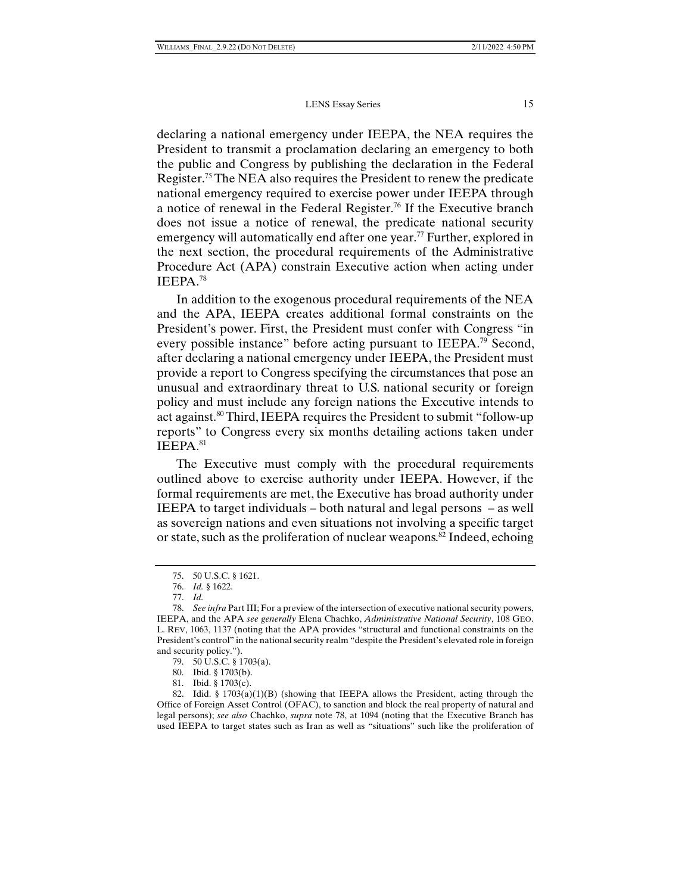declaring a national emergency under IEEPA, the NEA requires the President to transmit a proclamation declaring an emergency to both the public and Congress by publishing the declaration in the Federal Register.[75] The NEA also requires the President to renew the predicate national emergency required to exercise power under IEEPA through a notice of renewal in the Federal Register.[76] If the Executive branch does not issue a notice of renewal, the predicate national security emergency will automatically end after one year.[77] Further, explored in the next section, the procedural requirements of the Administrative Procedure Act (APA) constrain Executive action when acting under IEEPA.[78]

In addition to the exogenous procedural requirements of the NEA and the APA, IEEPA creates additional formal constraints on the President's power. First, the President must confer with Congress "in every possible instance" before acting pursuant to IEEPA.[79] Second, after declaring a national emergency under IEEPA, the President must provide a report to Congress specifying the circumstances that pose an unusual and extraordinary threat to U.S. national security or foreign policy and must include any foreign nations the Executive intends to act against.[80] Third, IEEPA requires the President to submit "follow-up reports" to Congress every six months detailing actions taken under IEEPA.[81]

The Executive must comply with the procedural requirements outlined above to exercise authority under IEEPA. However, if the formal requirements are met, the Executive has broad authority under IEEPA to target individuals – both natural and legal persons – as well as sovereign nations and even situations not involving a specific target or state, such as the proliferation of nuclear weapons.[82] Indeed, echoing

---

75. 50 U.S.C. § 1621.

76. *Id.* § 1622.

77. *Id.*

78. *See infra* Part III; For a preview of the intersection of executive national security powers, IEEPA, and the APA *see generally* Elena Chachko, *Administrative National Security*, 108 GEO. L. REV, 1063, 1137 (noting that the APA provides "structural and functional constraints on the President's control" in the national security realm "despite the President's elevated role in foreign and security policy.").

79. 50 U.S.C. § 1703(a).

80. Ibid. § 1703(b).

81. Ibid. § 1703(c).

82. Idid. § 1703(a)(1)(B) (showing that IEEPA allows the President, acting through the Office of Foreign Asset Control (OFAC), to sanction and block the real property of natural and legal persons); *see also* Chachko, *supra* note 78, at 1094 (noting that the Executive Branch has used IEEPA to target states such as Iran as well as "situations" such like the proliferation of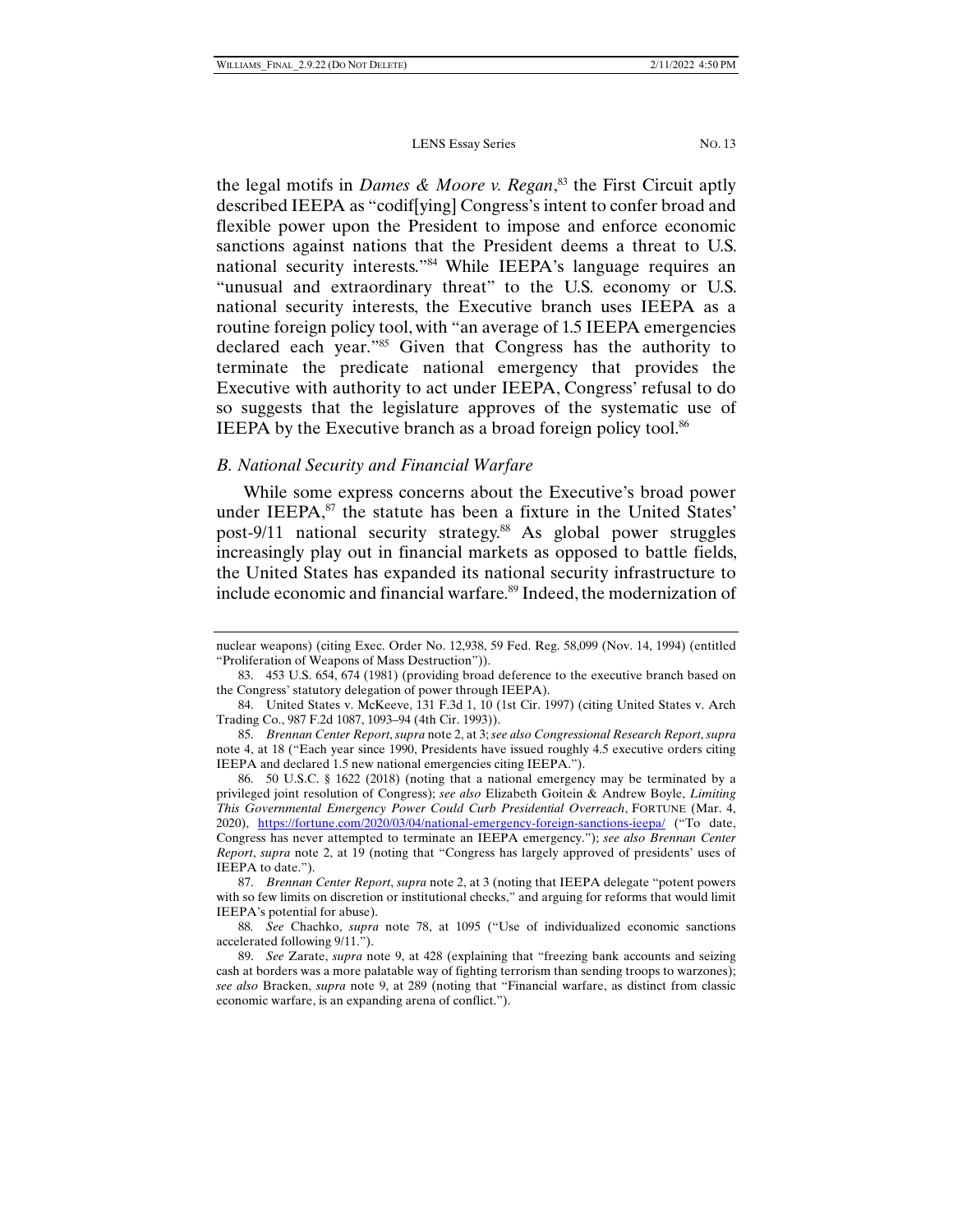the legal motifs in *Dames & Moore v. Regan*,[83] the First Circuit aptly described IEEPA as "codif[ying] Congress's intent to confer broad and flexible power upon the President to impose and enforce economic sanctions against nations that the President deems a threat to U.S. national security interests."[84] While IEEPA's language requires an "unusual and extraordinary threat" to the U.S. economy or U.S. national security interests, the Executive branch uses IEEPA as a routine foreign policy tool, with "an average of 1.5 IEEPA emergencies declared each year."[85] Given that Congress has the authority to terminate the predicate national emergency that provides the Executive with authority to act under IEEPA, Congress' refusal to do so suggests that the legislature approves of the systematic use of IEEPA by the Executive branch as a broad foreign policy tool.[86]

### *B. National Security and Financial Warfare*

While some express concerns about the Executive's broad power under IEEPA,[87] the statute has been a fixture in the United States' post-9/11 national security strategy.[88] As global power struggles increasingly play out in financial markets as opposed to battle fields, the United States has expanded its national security infrastructure to include economic and financial warfare.[89] Indeed, the modernization of

---

nuclear weapons) (citing Exec. Order No. 12,938, 59 Fed. Reg. 58,099 (Nov. 14, 1994) (entitled "Proliferation of Weapons of Mass Destruction")).

83. 453 U.S. 654, 674 (1981) (providing broad deference to the executive branch based on the Congress' statutory delegation of power through IEEPA).

84. United States v. McKeeve, 131 F.3d 1, 10 (1st Cir. 1997) (citing United States v. Arch Trading Co., 987 F.2d 1087, 1093–94 (4th Cir. 1993)).

85. *Brennan Center Report*, *supra* note 2, at 3; *see also Congressional Research Report*, *supra* note 4, at 18 ("Each year since 1990, Presidents have issued roughly 4.5 executive orders citing IEEPA and declared 1.5 new national emergencies citing IEEPA.").

86. 50 U.S.C. § 1622 (2018) (noting that a national emergency may be terminated by a privileged joint resolution of Congress); *see also* Elizabeth Goitein & Andrew Boyle, *Limiting This Governmental Emergency Power Could Curb Presidential Overreach*, FORTUNE (Mar. 4, 2020), https://fortune.com/2020/03/04/national-emergency-foreign-sanctions-ieepa/ ("To date, Congress has never attempted to terminate an IEEPA emergency."); *see also Brennan Center Report*, *supra* note 2, at 19 (noting that "Congress has largely approved of presidents' uses of IEEPA to date.").

87. *Brennan Center Report*, *supra* note 2, at 3 (noting that IEEPA delegate "potent powers with so few limits on discretion or institutional checks," and arguing for reforms that would limit IEEPA's potential for abuse).

88. *See* Chachko, *supra* note 78, at 1095 ("Use of individualized economic sanctions accelerated following 9/11.").

89. *See* Zarate, *supra* note 9, at 428 (explaining that "freezing bank accounts and seizing cash at borders was a more palatable way of fighting terrorism than sending troops to warzones); *see also* Bracken, *supra* note 9, at 289 (noting that "Financial warfare, as distinct from classic economic warfare, is an expanding arena of conflict.").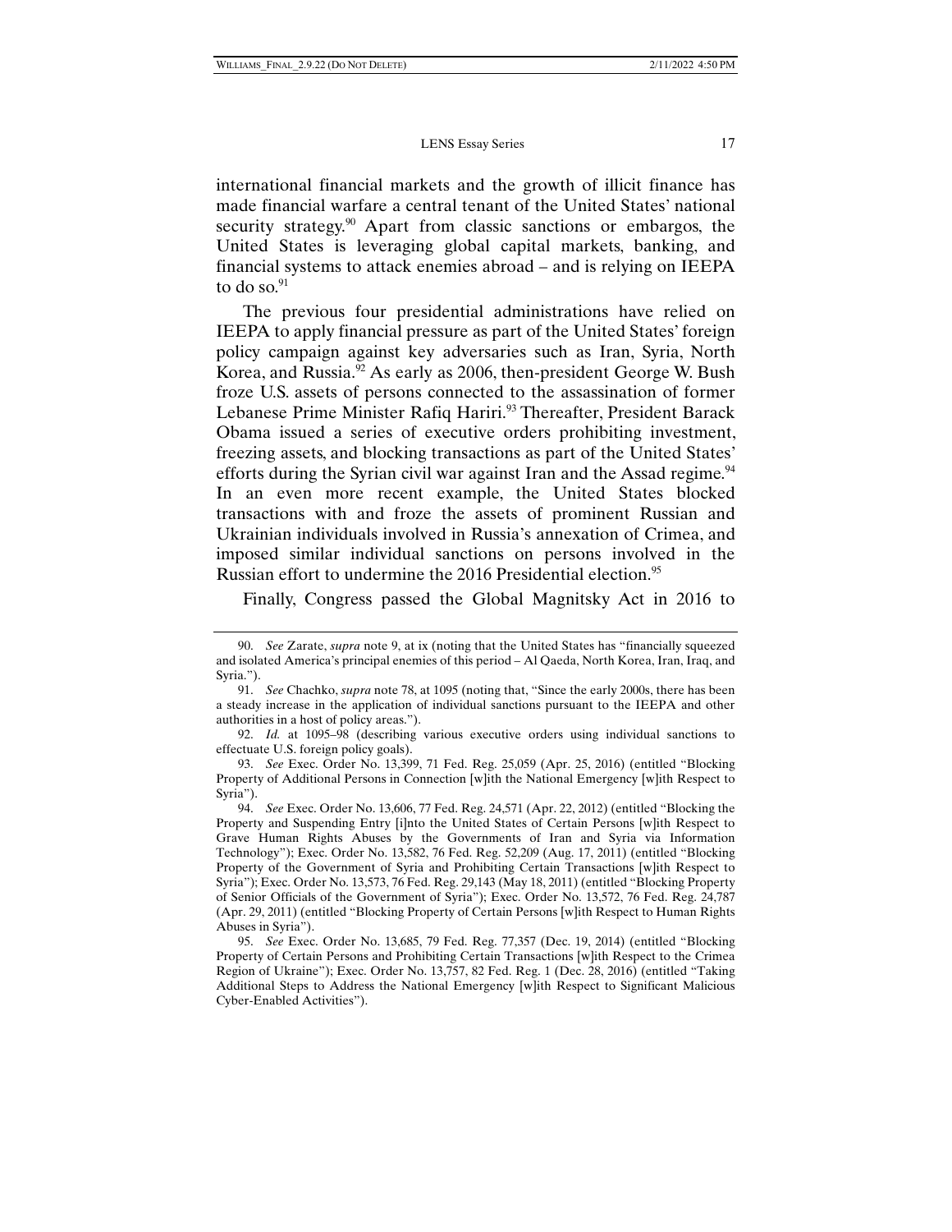international financial markets and the growth of illicit finance has made financial warfare a central tenant of the United States' national security strategy.[90] Apart from classic sanctions or embargos, the United States is leveraging global capital markets, banking, and financial systems to attack enemies abroad – and is relying on IEEPA to do so.[91]

The previous four presidential administrations have relied on IEEPA to apply financial pressure as part of the United States' foreign policy campaign against key adversaries such as Iran, Syria, North Korea, and Russia.[92] As early as 2006, then-president George W. Bush froze U.S. assets of persons connected to the assassination of former Lebanese Prime Minister Rafiq Hariri.[93] Thereafter, President Barack Obama issued a series of executive orders prohibiting investment, freezing assets, and blocking transactions as part of the United States' efforts during the Syrian civil war against Iran and the Assad regime.[94] In an even more recent example, the United States blocked transactions with and froze the assets of prominent Russian and Ukrainian individuals involved in Russia's annexation of Crimea, and imposed similar individual sanctions on persons involved in the Russian effort to undermine the 2016 Presidential election.[95]

Finally, Congress passed the Global Magnitsky Act in 2016 to

---

90. *See* Zarate, *supra* note 9, at ix (noting that the United States has "financially squeezed and isolated America's principal enemies of this period – Al Qaeda, North Korea, Iran, Iraq, and Syria.").

91. *See* Chachko, *supra* note 78, at 1095 (noting that, "Since the early 2000s, there has been a steady increase in the application of individual sanctions pursuant to the IEEPA and other authorities in a host of policy areas.").

92. *Id.* at 1095–98 (describing various executive orders using individual sanctions to effectuate U.S. foreign policy goals).

93. *See* Exec. Order No. 13,399, 71 Fed. Reg. 25,059 (Apr. 25, 2016) (entitled "Blocking Property of Additional Persons in Connection [w]ith the National Emergency [w]ith Respect to Syria").

94. *See* Exec. Order No. 13,606, 77 Fed. Reg. 24,571 (Apr. 22, 2012) (entitled "Blocking the Property and Suspending Entry [i]nto the United States of Certain Persons [w]ith Respect to Grave Human Rights Abuses by the Governments of Iran and Syria via Information Technology"); Exec. Order No. 13,582, 76 Fed. Reg. 52,209 (Aug. 17, 2011) (entitled "Blocking Property of the Government of Syria and Prohibiting Certain Transactions [w]ith Respect to Syria"); Exec. Order No. 13,573, 76 Fed. Reg. 29,143 (May 18, 2011) (entitled "Blocking Property of Senior Officials of the Government of Syria"); Exec. Order No. 13,572, 76 Fed. Reg. 24,787 (Apr. 29, 2011) (entitled "Blocking Property of Certain Persons [w]ith Respect to Human Rights Abuses in Syria").

95. *See* Exec. Order No. 13,685, 79 Fed. Reg. 77,357 (Dec. 19, 2014) (entitled "Blocking Property of Certain Persons and Prohibiting Certain Transactions [w]ith Respect to the Crimea Region of Ukraine"); Exec. Order No. 13,757, 82 Fed. Reg. 1 (Dec. 28, 2016) (entitled "Taking Additional Steps to Address the National Emergency [w]ith Respect to Significant Malicious Cyber-Enabled Activities").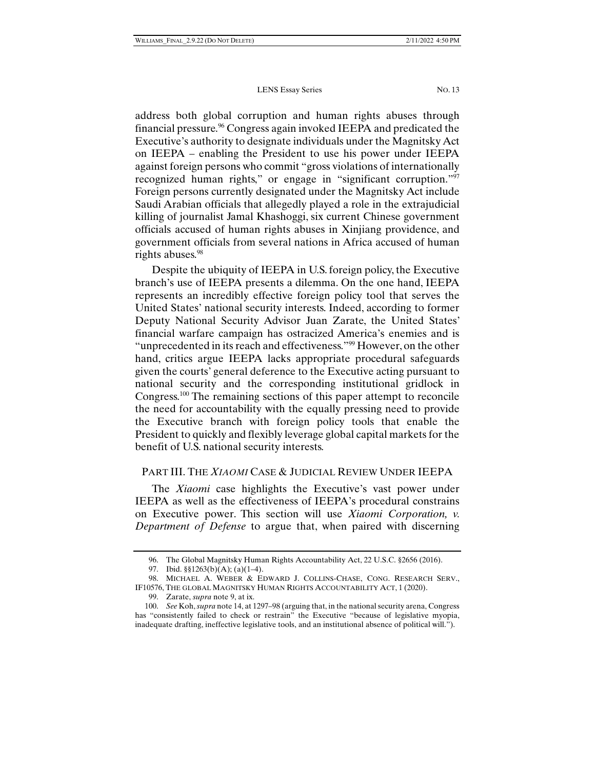address both global corruption and human rights abuses through financial pressure.[96] Congress again invoked IEEPA and predicated the Executive's authority to designate individuals under the Magnitsky Act on IEEPA – enabling the President to use his power under IEEPA against foreign persons who commit "gross violations of internationally recognized human rights," or engage in "significant corruption."[97] Foreign persons currently designated under the Magnitsky Act include Saudi Arabian officials that allegedly played a role in the extrajudicial killing of journalist Jamal Khashoggi, six current Chinese government officials accused of human rights abuses in Xinjiang providence, and government officials from several nations in Africa accused of human rights abuses.[98]

Despite the ubiquity of IEEPA in U.S. foreign policy, the Executive branch's use of IEEPA presents a dilemma. On the one hand, IEEPA represents an incredibly effective foreign policy tool that serves the United States' national security interests. Indeed, according to former Deputy National Security Advisor Juan Zarate, the United States' financial warfare campaign has ostracized America's enemies and is "unprecedented in its reach and effectiveness."[99] However, on the other hand, critics argue IEEPA lacks appropriate procedural safeguards given the courts' general deference to the Executive acting pursuant to national security and the corresponding institutional gridlock in Congress.[100] The remaining sections of this paper attempt to reconcile the need for accountability with the equally pressing need to provide the Executive branch with foreign policy tools that enable the President to quickly and flexibly leverage global capital markets for the benefit of U.S. national security interests.

## PART III. THE *XIAOMI* CASE & JUDICIAL REVIEW UNDER IEEPA

The *Xiaomi* case highlights the Executive's vast power under IEEPA as well as the effectiveness of IEEPA's procedural constrains on Executive power. This section will use *Xiaomi Corporation, v. Department of Defense* to argue that, when paired with discerning

---

96. The Global Magnitsky Human Rights Accountability Act, 22 U.S.C. §2656 (2016).

97. Ibid. §§1263(b)(A); (a)(1–4).

98. MICHAEL A. WEBER & EDWARD J. COLLINS-CHASE, CONG. RESEARCH SERV., IF10576, THE GLOBAL MAGNITSKY HUMAN RIGHTS ACCOUNTABILITY ACT, 1 (2020).

99. Zarate, *supra* note 9, at ix.

100. *See* Koh, *supra* note 14, at 1297–98 (arguing that, in the national security arena, Congress has "consistently failed to check or restrain" the Executive "because of legislative myopia, inadequate drafting, ineffective legislative tools, and an institutional absence of political will.").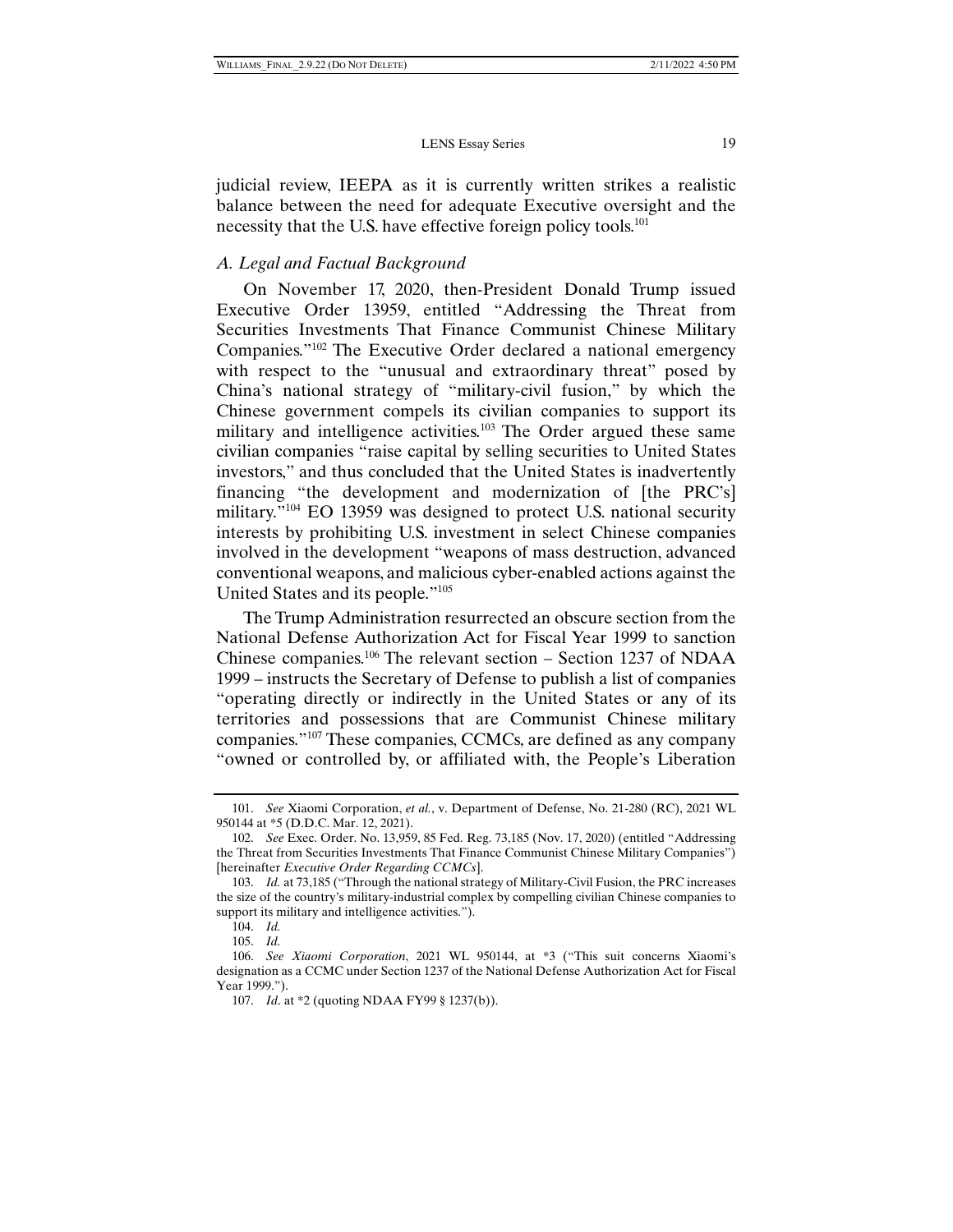judicial review, IEEPA as it is currently written strikes a realistic balance between the need for adequate Executive oversight and the necessity that the U.S. have effective foreign policy tools.[101]

### *A. Legal and Factual Background*

On November 17, 2020, then-President Donald Trump issued Executive Order 13959, entitled "Addressing the Threat from Securities Investments That Finance Communist Chinese Military Companies."[102] The Executive Order declared a national emergency with respect to the "unusual and extraordinary threat" posed by China's national strategy of "military-civil fusion," by which the Chinese government compels its civilian companies to support its military and intelligence activities.[103] The Order argued these same civilian companies "raise capital by selling securities to United States investors," and thus concluded that the United States is inadvertently financing "the development and modernization of [the PRC's] military."[104] EO 13959 was designed to protect U.S. national security interests by prohibiting U.S. investment in select Chinese companies involved in the development "weapons of mass destruction, advanced conventional weapons, and malicious cyber-enabled actions against the United States and its people."[105]

The Trump Administration resurrected an obscure section from the National Defense Authorization Act for Fiscal Year 1999 to sanction Chinese companies.[106] The relevant section – Section 1237 of NDAA 1999 – instructs the Secretary of Defense to publish a list of companies "operating directly or indirectly in the United States or any of its territories and possessions that are Communist Chinese military companies."[107] These companies, CCMCs, are defined as any company "owned or controlled by, or affiliated with, the People's Liberation

---

101. *See* Xiaomi Corporation, *et al.*, v. Department of Defense, No. 21-280 (RC), 2021 WL 950144 at *5 (D.D.C. Mar. 12, 2021).

102. *See* Exec. Order. No. 13,959, 85 Fed. Reg. 73,185 (Nov. 17, 2020) (entitled "Addressing the Threat from Securities Investments That Finance Communist Chinese Military Companies") [hereinafter *Executive Order Regarding CCMCs*].

103. *Id.* at 73,185 ("Through the national strategy of Military-Civil Fusion, the PRC increases the size of the country's military-industrial complex by compelling civilian Chinese companies to support its military and intelligence activities.").

104. *Id.*

105. *Id.*

106. *See Xiaomi Corporation*, 2021 WL 950144, at *3 ("This suit concerns Xiaomi's designation as a CCMC under Section 1237 of the National Defense Authorization Act for Fiscal Year 1999.").

107. *Id*. at *2 (quoting NDAA FY99 § 1237(b)).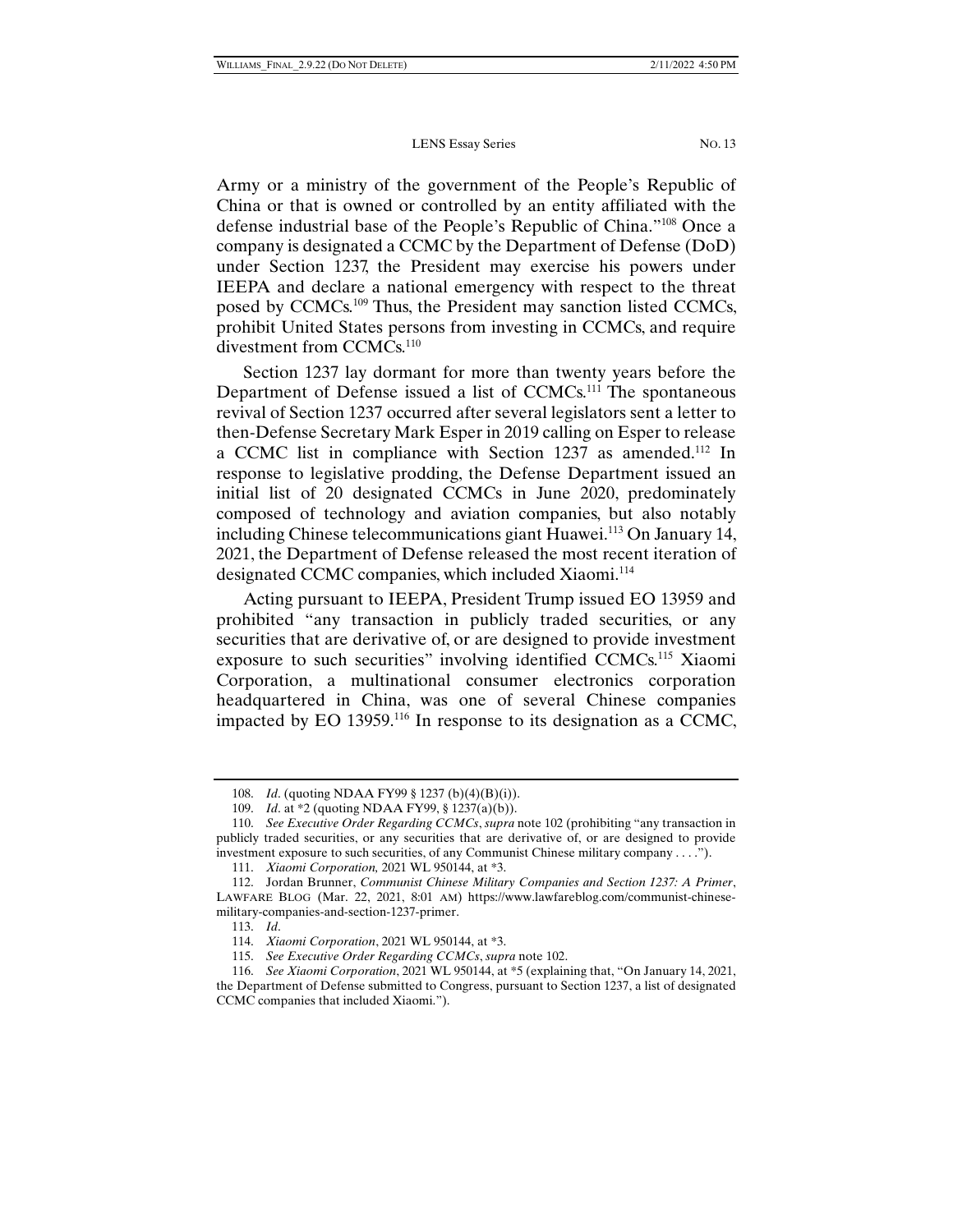Army or a ministry of the government of the People's Republic of China or that is owned or controlled by an entity affiliated with the defense industrial base of the People's Republic of China."[108] Once a company is designated a CCMC by the Department of Defense (DoD) under Section 1237, the President may exercise his powers under IEEPA and declare a national emergency with respect to the threat posed by CCMCs.[109] Thus, the President may sanction listed CCMCs, prohibit United States persons from investing in CCMCs, and require divestment from CCMCs.[110]

Section 1237 lay dormant for more than twenty years before the Department of Defense issued a list of CCMCs.[111] The spontaneous revival of Section 1237 occurred after several legislators sent a letter to then-Defense Secretary Mark Esper in 2019 calling on Esper to release a CCMC list in compliance with Section 1237 as amended.[112] In response to legislative prodding, the Defense Department issued an initial list of 20 designated CCMCs in June 2020, predominately composed of technology and aviation companies, but also notably including Chinese telecommunications giant Huawei.[113] On January 14, 2021, the Department of Defense released the most recent iteration of designated CCMC companies, which included Xiaomi.[114]

Acting pursuant to IEEPA, President Trump issued EO 13959 and prohibited "any transaction in publicly traded securities, or any securities that are derivative of, or are designed to provide investment exposure to such securities" involving identified CCMCs.[115] Xiaomi Corporation, a multinational consumer electronics corporation headquartered in China, was one of several Chinese companies impacted by EO 13959.[116] In response to its designation as a CCMC,

---

108. *Id*. (quoting NDAA FY99 § 1237 (b)(4)(B)(i)).

109. *Id*. at *2 (quoting NDAA FY99, § 1237(a)(b)).

110. *See Executive Order Regarding CCMCs*, *supra* note 102 (prohibiting "any transaction in publicly traded securities, or any securities that are derivative of, or are designed to provide investment exposure to such securities, of any Communist Chinese military company . . . .").

111. *Xiaomi Corporation,* 2021 WL 950144, at *3.

112. Jordan Brunner, *Communist Chinese Military Companies and Section 1237: A Primer*, LAWFARE BLOG (Mar. 22, 2021, 8:01 AM) https://www.lawfareblog.com/communist-chinese-military-companies-and-section-1237-primer.

113. *Id*.

114. *Xiaomi Corporation*, 2021 WL 950144, at *3.

115. *See Executive Order Regarding CCMCs*, *supra* note 102.

116. *See Xiaomi Corporation*, 2021 WL 950144, at *5 (explaining that, "On January 14, 2021, the Department of Defense submitted to Congress, pursuant to Section 1237, a list of designated CCMC companies that included Xiaomi.").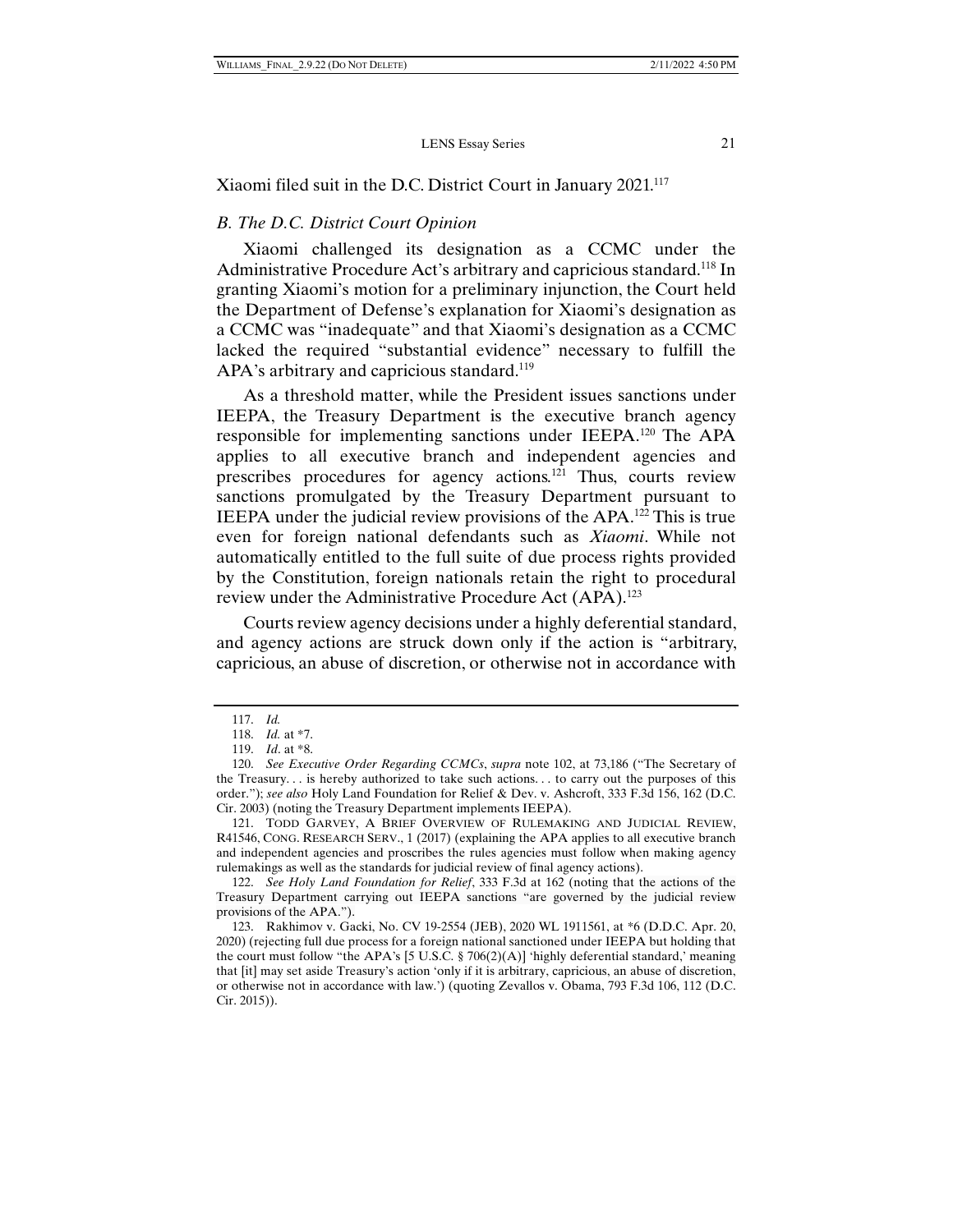Xiaomi filed suit in the D.C. District Court in January 2021.[117]

### *B. The D.C. District Court Opinion*

Xiaomi challenged its designation as a CCMC under the Administrative Procedure Act's arbitrary and capricious standard.[118] In granting Xiaomi's motion for a preliminary injunction, the Court held the Department of Defense's explanation for Xiaomi's designation as a CCMC was "inadequate" and that Xiaomi's designation as a CCMC lacked the required "substantial evidence" necessary to fulfill the APA's arbitrary and capricious standard.[119]

As a threshold matter, while the President issues sanctions under IEEPA, the Treasury Department is the executive branch agency responsible for implementing sanctions under IEEPA.[120] The APA applies to all executive branch and independent agencies and prescribes procedures for agency actions.[121] Thus, courts review sanctions promulgated by the Treasury Department pursuant to IEEPA under the judicial review provisions of the APA.[122] This is true even for foreign national defendants such as *Xiaomi*. While not automatically entitled to the full suite of due process rights provided by the Constitution, foreign nationals retain the right to procedural review under the Administrative Procedure Act (APA).[123]

Courts review agency decisions under a highly deferential standard, and agency actions are struck down only if the action is "arbitrary, capricious, an abuse of discretion, or otherwise not in accordance with

---

117. *Id.*

118. *Id.* at *7.

119. *Id*. at *8.

120. *See Executive Order Regarding CCMCs*, *supra* note 102, at 73,186 ("The Secretary of the Treasury. . . is hereby authorized to take such actions. . . to carry out the purposes of this order."); *see also* Holy Land Foundation for Relief & Dev. v. Ashcroft, 333 F.3d 156, 162 (D.C. Cir. 2003) (noting the Treasury Department implements IEEPA).

121. TODD GARVEY, A BRIEF OVERVIEW OF RULEMAKING AND JUDICIAL REVIEW, R41546, CONG. RESEARCH SERV., 1 (2017) (explaining the APA applies to all executive branch and independent agencies and proscribes the rules agencies must follow when making agency rulemakings as well as the standards for judicial review of final agency actions).

122. *See Holy Land Foundation for Relief*, 333 F.3d at 162 (noting that the actions of the Treasury Department carrying out IEEPA sanctions "are governed by the judicial review provisions of the APA.").

123. Rakhimov v. Gacki, No. CV 19-2554 (JEB), 2020 WL 1911561, at *6 (D.D.C. Apr. 20, 2020) (rejecting full due process for a foreign national sanctioned under IEEPA but holding that the court must follow "the APA's [5 U.S.C. § 706(2)(A)] 'highly deferential standard,' meaning that [it] may set aside Treasury's action 'only if it is arbitrary, capricious, an abuse of discretion, or otherwise not in accordance with law.') (quoting Zevallos v. Obama, 793 F.3d 106, 112 (D.C. Cir. 2015)).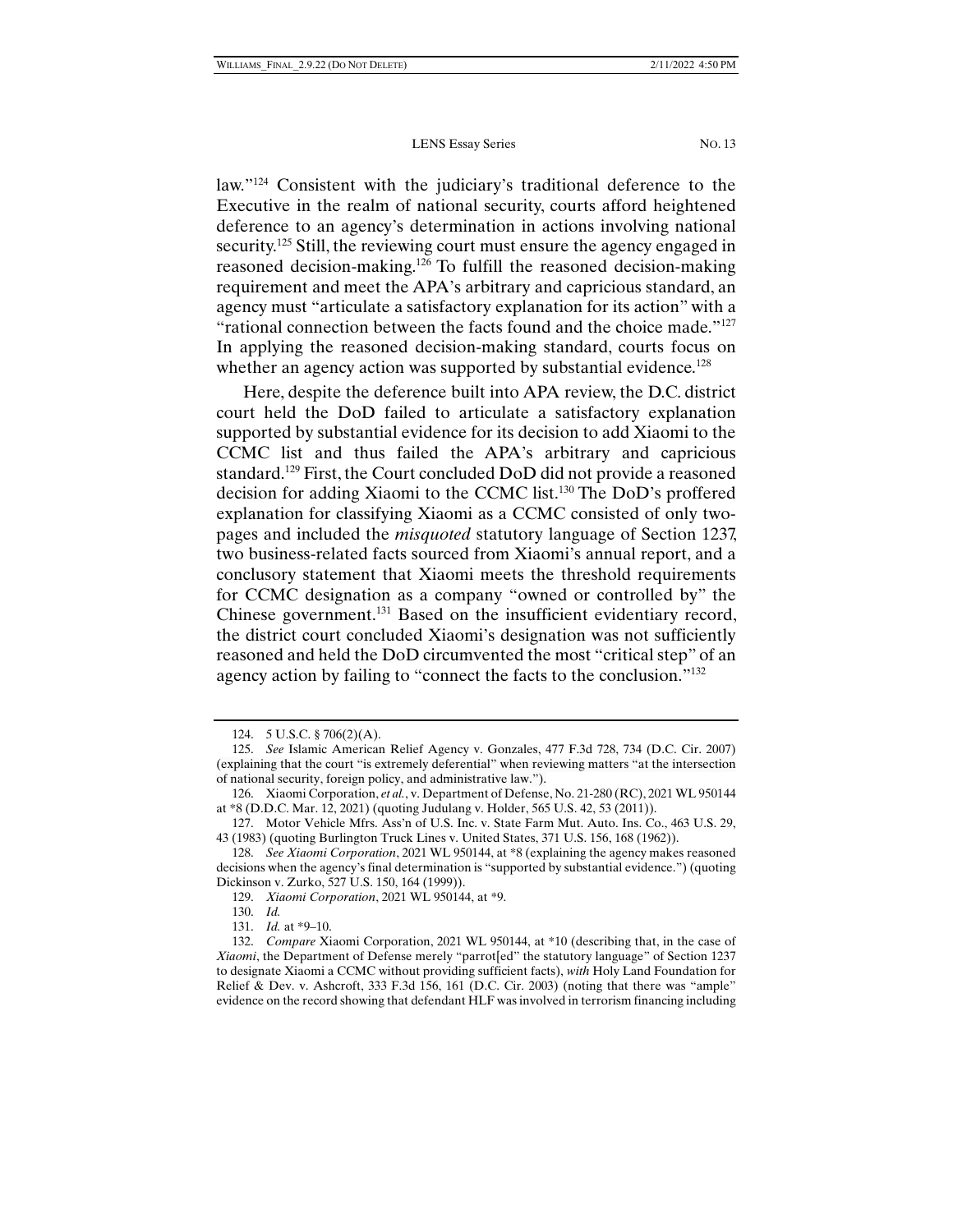law."[124] Consistent with the judiciary's traditional deference to the Executive in the realm of national security, courts afford heightened deference to an agency's determination in actions involving national security.[125] Still, the reviewing court must ensure the agency engaged in reasoned decision-making.[126] To fulfill the reasoned decision-making requirement and meet the APA's arbitrary and capricious standard, an agency must "articulate a satisfactory explanation for its action" with a "rational connection between the facts found and the choice made."[127] In applying the reasoned decision-making standard, courts focus on whether an agency action was supported by substantial evidence.[128]

Here, despite the deference built into APA review, the D.C. district court held the DoD failed to articulate a satisfactory explanation supported by substantial evidence for its decision to add Xiaomi to the CCMC list and thus failed the APA's arbitrary and capricious standard.[129] First, the Court concluded DoD did not provide a reasoned decision for adding Xiaomi to the CCMC list.[130] The DoD's proffered explanation for classifying Xiaomi as a CCMC consisted of only two-pages and included the *misquoted* statutory language of Section 1237, two business-related facts sourced from Xiaomi's annual report, and a conclusory statement that Xiaomi meets the threshold requirements for CCMC designation as a company "owned or controlled by" the Chinese government.[131] Based on the insufficient evidentiary record, the district court concluded Xiaomi's designation was not sufficiently reasoned and held the DoD circumvented the most "critical step" of an agency action by failing to "connect the facts to the conclusion."[132]

---

124. 5 U.S.C. § 706(2)(A).

125. *See* Islamic American Relief Agency v. Gonzales, 477 F.3d 728, 734 (D.C. Cir. 2007) (explaining that the court "is extremely deferential" when reviewing matters "at the intersection of national security, foreign policy, and administrative law.").

126. Xiaomi Corporation, *et al.*, v. Department of Defense, No. 21-280 (RC), 2021 WL 950144 at *8 (D.D.C. Mar. 12, 2021) (quoting Judulang v. Holder, 565 U.S. 42, 53 (2011)).

127. Motor Vehicle Mfrs. Ass'n of U.S. Inc. v. State Farm Mut. Auto. Ins. Co., 463 U.S. 29, 43 (1983) (quoting Burlington Truck Lines v. United States, 371 U.S. 156, 168 (1962)).

128. *See Xiaomi Corporation*, 2021 WL 950144, at *8 (explaining the agency makes reasoned decisions when the agency's final determination is "supported by substantial evidence.") (quoting Dickinson v. Zurko, 527 U.S. 150, 164 (1999)).

129. *Xiaomi Corporation*, 2021 WL 950144, at *9.

130. *Id.*

131. *Id.* at *9–10.

132. *Compare* Xiaomi Corporation, 2021 WL 950144, at *10 (describing that, in the case of *Xiaomi*, the Department of Defense merely "parrot[ed" the statutory language" of Section 1237 to designate Xiaomi a CCMC without providing sufficient facts), *with* Holy Land Foundation for Relief & Dev. v. Ashcroft, 333 F.3d 156, 161 (D.C. Cir. 2003) (noting that there was "ample" evidence on the record showing that defendant HLF was involved in terrorism financing including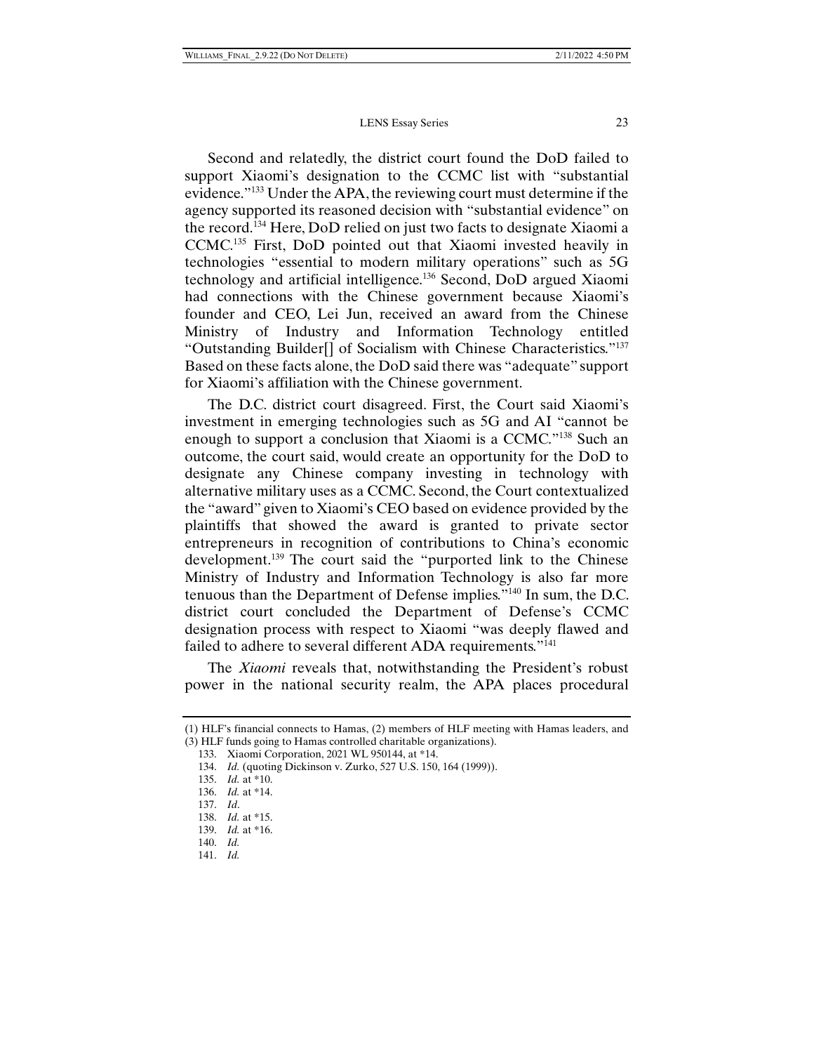Second and relatedly, the district court found the DoD failed to support Xiaomi's designation to the CCMC list with "substantial evidence."[133] Under the APA, the reviewing court must determine if the agency supported its reasoned decision with "substantial evidence" on the record.[134] Here, DoD relied on just two facts to designate Xiaomi a CCMC.[135] First, DoD pointed out that Xiaomi invested heavily in technologies "essential to modern military operations" such as 5G technology and artificial intelligence.[136] Second, DoD argued Xiaomi had connections with the Chinese government because Xiaomi's founder and CEO, Lei Jun, received an award from the Chinese Ministry of Industry and Information Technology entitled "Outstanding Builder[] of Socialism with Chinese Characteristics."[137] Based on these facts alone, the DoD said there was "adequate" support for Xiaomi's affiliation with the Chinese government.

The D.C. district court disagreed. First, the Court said Xiaomi's investment in emerging technologies such as 5G and AI "cannot be enough to support a conclusion that Xiaomi is a CCMC."[138] Such an outcome, the court said, would create an opportunity for the DoD to designate any Chinese company investing in technology with alternative military uses as a CCMC. Second, the Court contextualized the "award" given to Xiaomi's CEO based on evidence provided by the plaintiffs that showed the award is granted to private sector entrepreneurs in recognition of contributions to China's economic development.[139] The court said the "purported link to the Chinese Ministry of Industry and Information Technology is also far more tenuous than the Department of Defense implies."[140] In sum, the D.C. district court concluded the Department of Defense's CCMC designation process with respect to Xiaomi "was deeply flawed and failed to adhere to several different ADA requirements."[141]

The *Xiaomi* reveals that, notwithstanding the President's robust power in the national security realm, the APA places procedural

---

(1) HLF's financial connects to Hamas, (2) members of HLF meeting with Hamas leaders, and (3) HLF funds going to Hamas controlled charitable organizations).

133. Xiaomi Corporation, 2021 WL 950144, at *14.

134. *Id.* (quoting Dickinson v. Zurko, 527 U.S. 150, 164 (1999)).

135. *Id.* at *10.

136. *Id.* at *14.

137. *Id*.

138. *Id.* at *15.

139. *Id.* at *16.

140. *Id.*

141. *Id.*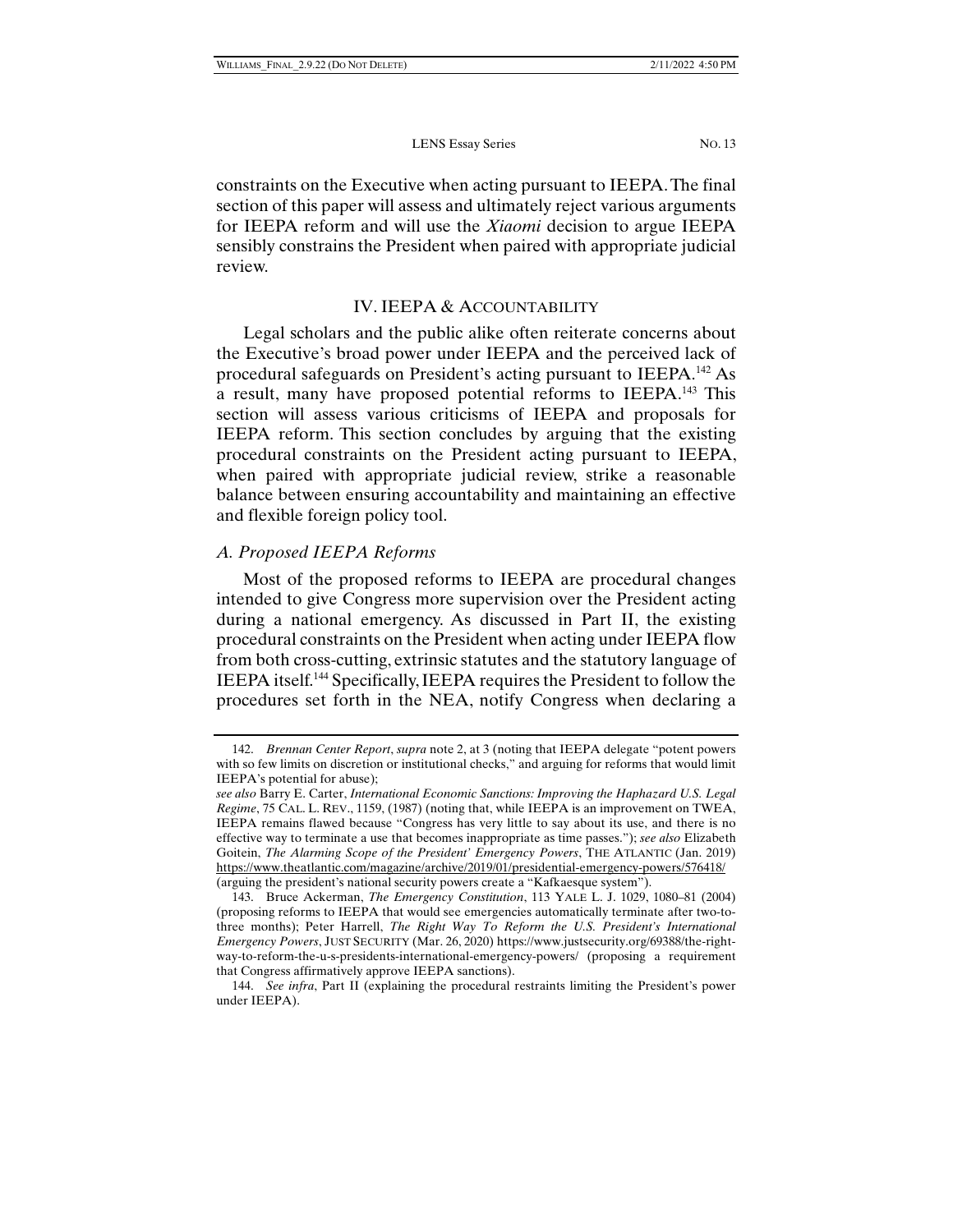constraints on the Executive when acting pursuant to IEEPA. The final section of this paper will assess and ultimately reject various arguments for IEEPA reform and will use the *Xiaomi* decision to argue IEEPA sensibly constrains the President when paired with appropriate judicial review.

## IV. IEEPA & ACCOUNTABILITY

Legal scholars and the public alike often reiterate concerns about the Executive's broad power under IEEPA and the perceived lack of procedural safeguards on President's acting pursuant to IEEPA.[142] As a result, many have proposed potential reforms to IEEPA.[143] This section will assess various criticisms of IEEPA and proposals for IEEPA reform. This section concludes by arguing that the existing procedural constraints on the President acting pursuant to IEEPA, when paired with appropriate judicial review, strike a reasonable balance between ensuring accountability and maintaining an effective and flexible foreign policy tool.

### *A. Proposed IEEPA Reforms*

Most of the proposed reforms to IEEPA are procedural changes intended to give Congress more supervision over the President acting during a national emergency. As discussed in Part II, the existing procedural constraints on the President when acting under IEEPA flow from both cross-cutting, extrinsic statutes and the statutory language of IEEPA itself.[144] Specifically, IEEPA requires the President to follow the procedures set forth in the NEA, notify Congress when declaring a

---

142. *Brennan Center Report*, *supra* note 2, at 3 (noting that IEEPA delegate "potent powers with so few limits on discretion or institutional checks," and arguing for reforms that would limit IEEPA's potential for abuse);
*see also* Barry E. Carter, *International Economic Sanctions: Improving the Haphazard U.S. Legal Regime*, 75 CAL. L. REV., 1159, (1987) (noting that, while IEEPA is an improvement on TWEA, IEEPA remains flawed because "Congress has very little to say about its use, and there is no effective way to terminate a use that becomes inappropriate as time passes."); *see also* Elizabeth Goitein, *The Alarming Scope of the President' Emergency Powers*, THE ATLANTIC (Jan. 2019) https://www.theatlantic.com/magazine/archive/2019/01/presidential-emergency-powers/576418/ (arguing the president's national security powers create a "Kafkaesque system").

143. Bruce Ackerman, *The Emergency Constitution*, 113 YALE L. J. 1029, 1080–81 (2004) (proposing reforms to IEEPA that would see emergencies automatically terminate after two-to-three months); Peter Harrell, *The Right Way To Reform the U.S. President's International Emergency Powers*, JUST SECURITY (Mar. 26, 2020) https://www.justsecurity.org/69388/the-right-way-to-reform-the-u-s-presidents-international-emergency-powers/ (proposing a requirement that Congress affirmatively approve IEEPA sanctions).

144. *See infra*, Part II (explaining the procedural restraints limiting the President's power under IEEPA).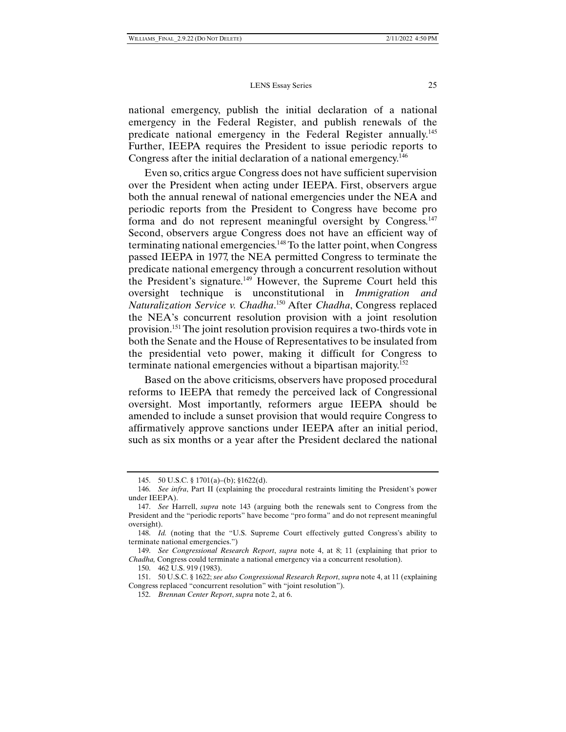national emergency, publish the initial declaration of a national emergency in the Federal Register, and publish renewals of the predicate national emergency in the Federal Register annually.[145] Further, IEEPA requires the President to issue periodic reports to Congress after the initial declaration of a national emergency.[146]

Even so, critics argue Congress does not have sufficient supervision over the President when acting under IEEPA. First, observers argue both the annual renewal of national emergencies under the NEA and periodic reports from the President to Congress have become pro forma and do not represent meaningful oversight by Congress.[147] Second, observers argue Congress does not have an efficient way of terminating national emergencies.[148] To the latter point, when Congress passed IEEPA in 1977, the NEA permitted Congress to terminate the predicate national emergency through a concurrent resolution without the President's signature.[149] However, the Supreme Court held this oversight technique is unconstitutional in *Immigration and Naturalization Service v. Chadha*.[150] After *Chadha*, Congress replaced the NEA's concurrent resolution provision with a joint resolution provision.[151] The joint resolution provision requires a two-thirds vote in both the Senate and the House of Representatives to be insulated from the presidential veto power, making it difficult for Congress to terminate national emergencies without a bipartisan majority.[152]

Based on the above criticisms, observers have proposed procedural reforms to IEEPA that remedy the perceived lack of Congressional oversight. Most importantly, reformers argue IEEPA should be amended to include a sunset provision that would require Congress to affirmatively approve sanctions under IEEPA after an initial period, such as six months or a year after the President declared the national

---

145. 50 U.S.C. § 1701(a)–(b); §1622(d).

146. *See infra*, Part II (explaining the procedural restraints limiting the President's power under IEEPA).

147. *See* Harrell, *supra* note 143 (arguing both the renewals sent to Congress from the President and the "periodic reports" have become "pro forma" and do not represent meaningful oversight).

148. *Id.* (noting that the "U.S. Supreme Court effectively gutted Congress's ability to terminate national emergencies.")

149. *See Congressional Research Report*, *supra* note 4, at 8; 11 (explaining that prior to *Chadha,* Congress could terminate a national emergency via a concurrent resolution).

150. 462 U.S. 919 (1983).

151. 50 U.S.C. § 1622; *see also Congressional Research Report*, *supra* note 4, at 11 (explaining Congress replaced "concurrent resolution" with "joint resolution").

152. *Brennan Center Report*, *supra* note 2, at 6.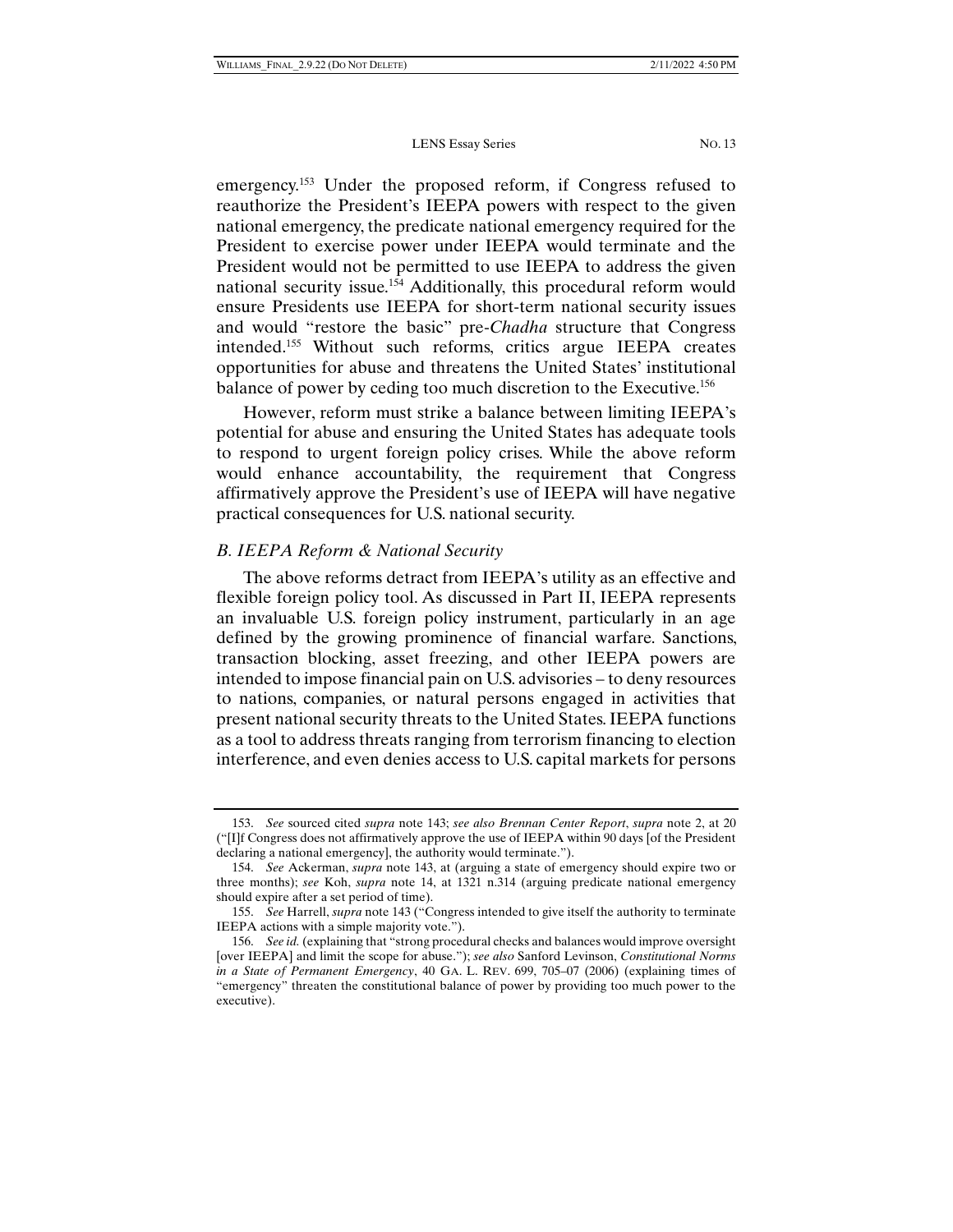emergency.[153] Under the proposed reform, if Congress refused to reauthorize the President's IEEPA powers with respect to the given national emergency, the predicate national emergency required for the President to exercise power under IEEPA would terminate and the President would not be permitted to use IEEPA to address the given national security issue.[154] Additionally, this procedural reform would ensure Presidents use IEEPA for short-term national security issues and would "restore the basic" pre-*Chadha* structure that Congress intended.[155] Without such reforms, critics argue IEEPA creates opportunities for abuse and threatens the United States' institutional balance of power by ceding too much discretion to the Executive.[156]

However, reform must strike a balance between limiting IEEPA's potential for abuse and ensuring the United States has adequate tools to respond to urgent foreign policy crises. While the above reform would enhance accountability, the requirement that Congress affirmatively approve the President's use of IEEPA will have negative practical consequences for U.S. national security.

### *B. IEEPA Reform & National Security*

The above reforms detract from IEEPA's utility as an effective and flexible foreign policy tool. As discussed in Part II, IEEPA represents an invaluable U.S. foreign policy instrument, particularly in an age defined by the growing prominence of financial warfare. Sanctions, transaction blocking, asset freezing, and other IEEPA powers are intended to impose financial pain on U.S. advisories – to deny resources to nations, companies, or natural persons engaged in activities that present national security threats to the United States. IEEPA functions as a tool to address threats ranging from terrorism financing to election interference, and even denies access to U.S. capital markets for persons

---

153. *See* sourced cited *supra* note 143; *see also Brennan Center Report*, *supra* note 2, at 20 ("[I]f Congress does not affirmatively approve the use of IEEPA within 90 days [of the President declaring a national emergency], the authority would terminate.").

154. *See* Ackerman, *supra* note 143, at (arguing a state of emergency should expire two or three months); *see* Koh, *supra* note 14, at 1321 n.314 (arguing predicate national emergency should expire after a set period of time).

155. *See* Harrell, *supra* note 143 ("Congress intended to give itself the authority to terminate IEEPA actions with a simple majority vote.").

156. *See id.* (explaining that "strong procedural checks and balances would improve oversight [over IEEPA] and limit the scope for abuse."); *see also* Sanford Levinson, *Constitutional Norms in a State of Permanent Emergency*, 40 GA. L. REV. 699, 705–07 (2006) (explaining times of "emergency" threaten the constitutional balance of power by providing too much power to the executive).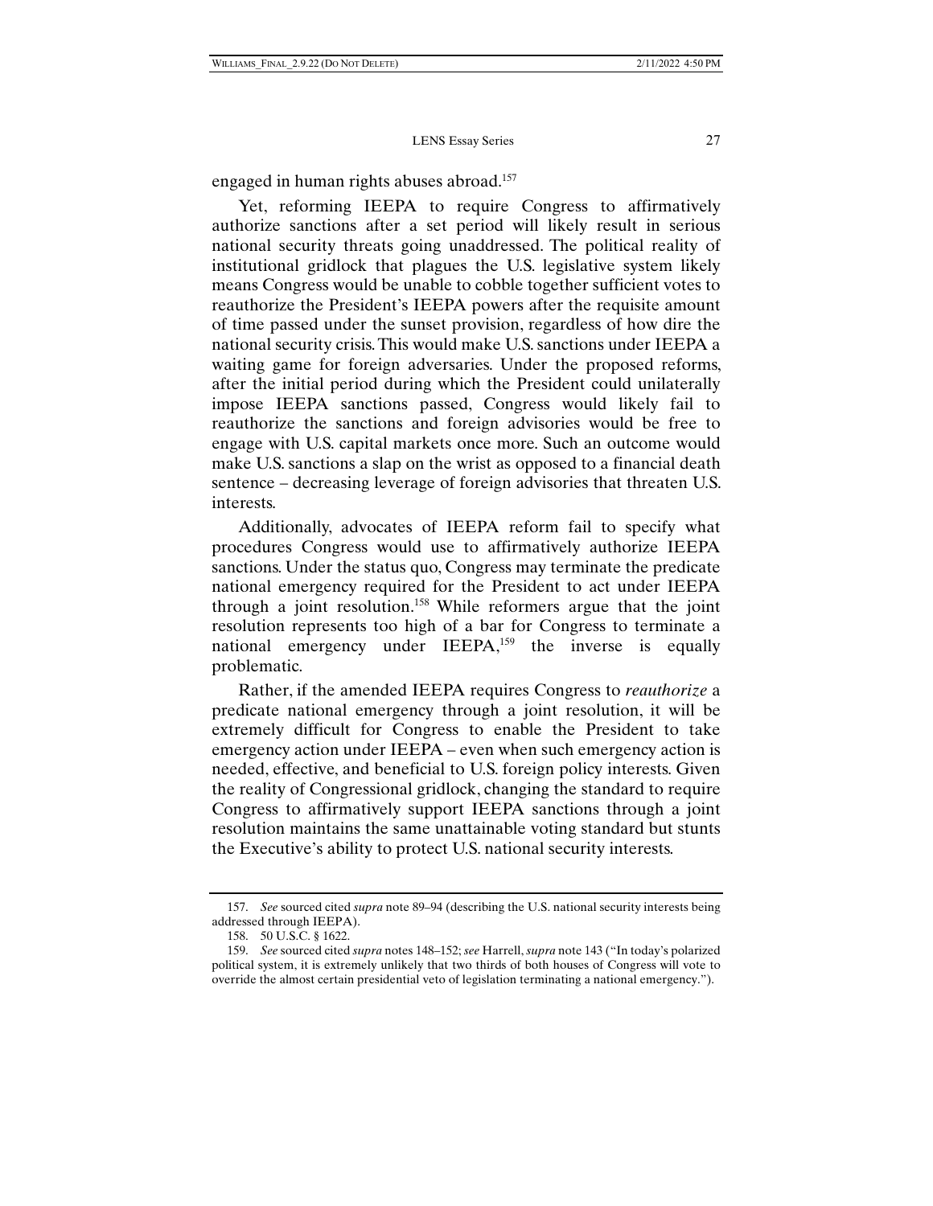engaged in human rights abuses abroad.[157]

Yet, reforming IEEPA to require Congress to affirmatively authorize sanctions after a set period will likely result in serious national security threats going unaddressed. The political reality of institutional gridlock that plagues the U.S. legislative system likely means Congress would be unable to cobble together sufficient votes to reauthorize the President's IEEPA powers after the requisite amount of time passed under the sunset provision, regardless of how dire the national security crisis. This would make U.S. sanctions under IEEPA a waiting game for foreign adversaries. Under the proposed reforms, after the initial period during which the President could unilaterally impose IEEPA sanctions passed, Congress would likely fail to reauthorize the sanctions and foreign advisories would be free to engage with U.S. capital markets once more. Such an outcome would make U.S. sanctions a slap on the wrist as opposed to a financial death sentence – decreasing leverage of foreign advisories that threaten U.S. interests.

Additionally, advocates of IEEPA reform fail to specify what procedures Congress would use to affirmatively authorize IEEPA sanctions. Under the status quo, Congress may terminate the predicate national emergency required for the President to act under IEEPA through a joint resolution.[158] While reformers argue that the joint resolution represents too high of a bar for Congress to terminate a national emergency under IEEPA,[159] the inverse is equally problematic.

Rather, if the amended IEEPA requires Congress to *reauthorize* a predicate national emergency through a joint resolution, it will be extremely difficult for Congress to enable the President to take emergency action under IEEPA – even when such emergency action is needed, effective, and beneficial to U.S. foreign policy interests. Given the reality of Congressional gridlock, changing the standard to require Congress to affirmatively support IEEPA sanctions through a joint resolution maintains the same unattainable voting standard but stunts the Executive's ability to protect U.S. national security interests.

---

157. *See* sourced cited *supra* note 89–94 (describing the U.S. national security interests being addressed through IEEPA).

158. 50 U.S.C. § 1622.

159. *See* sourced cited *supra* notes 148–152; *see* Harrell, *supra* note 143 ("In today's polarized political system, it is extremely unlikely that two thirds of both houses of Congress will vote to override the almost certain presidential veto of legislation terminating a national emergency.").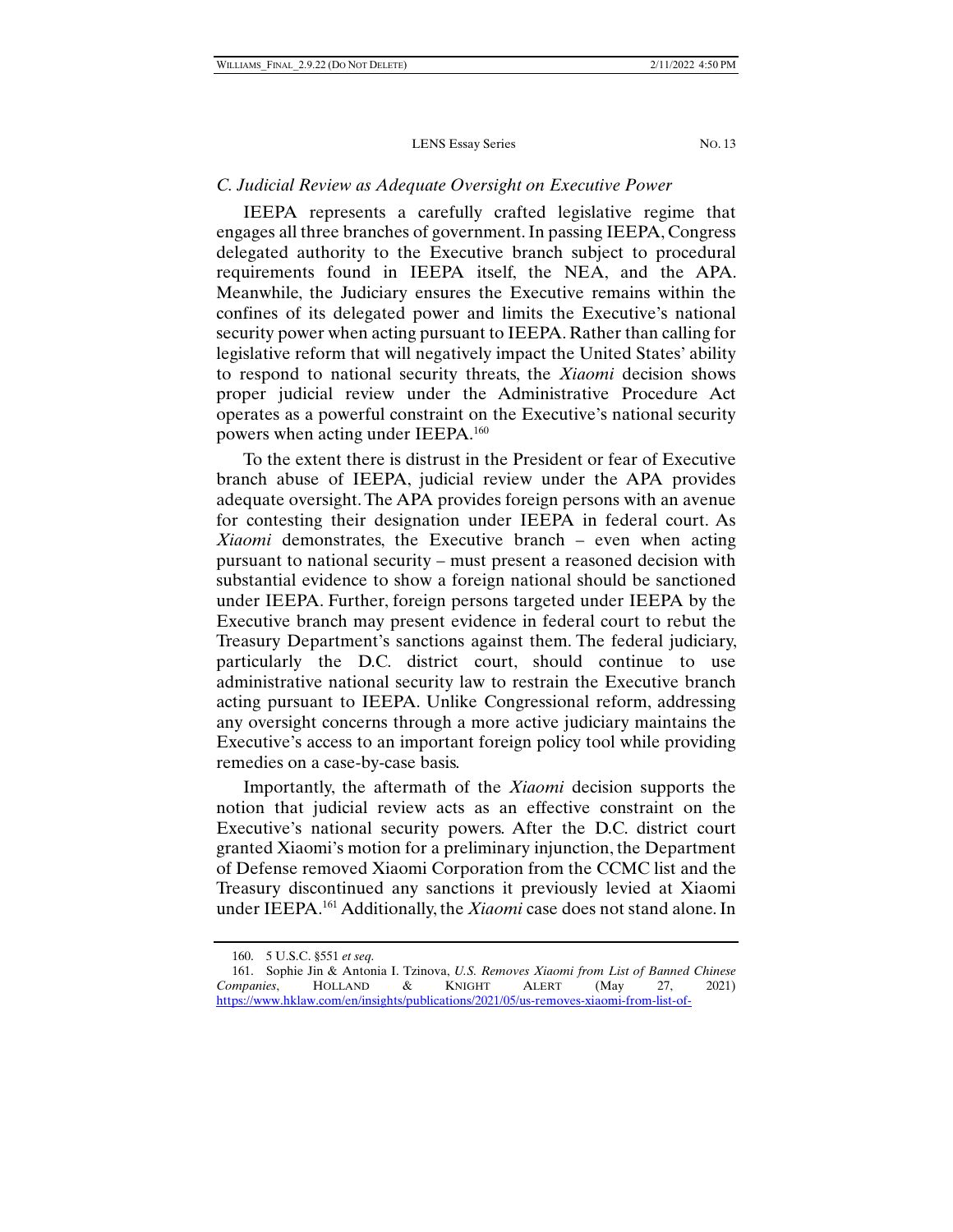### *C. Judicial Review as Adequate Oversight on Executive Power*

IEEPA represents a carefully crafted legislative regime that engages all three branches of government. In passing IEEPA, Congress delegated authority to the Executive branch subject to procedural requirements found in IEEPA itself, the NEA, and the APA. Meanwhile, the Judiciary ensures the Executive remains within the confines of its delegated power and limits the Executive's national security power when acting pursuant to IEEPA. Rather than calling for legislative reform that will negatively impact the United States' ability to respond to national security threats, the *Xiaomi* decision shows proper judicial review under the Administrative Procedure Act operates as a powerful constraint on the Executive's national security powers when acting under IEEPA.[160]

To the extent there is distrust in the President or fear of Executive branch abuse of IEEPA, judicial review under the APA provides adequate oversight. The APA provides foreign persons with an avenue for contesting their designation under IEEPA in federal court. As *Xiaomi* demonstrates, the Executive branch – even when acting pursuant to national security – must present a reasoned decision with substantial evidence to show a foreign national should be sanctioned under IEEPA. Further, foreign persons targeted under IEEPA by the Executive branch may present evidence in federal court to rebut the Treasury Department's sanctions against them. The federal judiciary, particularly the D.C. district court, should continue to use administrative national security law to restrain the Executive branch acting pursuant to IEEPA. Unlike Congressional reform, addressing any oversight concerns through a more active judiciary maintains the Executive's access to an important foreign policy tool while providing remedies on a case-by-case basis.

Importantly, the aftermath of the *Xiaomi* decision supports the notion that judicial review acts as an effective constraint on the Executive's national security powers. After the D.C. district court granted Xiaomi's motion for a preliminary injunction, the Department of Defense removed Xiaomi Corporation from the CCMC list and the Treasury discontinued any sanctions it previously levied at Xiaomi under IEEPA.[161] Additionally, the *Xiaomi* case does not stand alone. In

---

160. 5 U.S.C. §551 *et seq.*

161. Sophie Jin & Antonia I. Tzinova, *U.S. Removes Xiaomi from List of Banned Chinese Companies*, HOLLAND & KNIGHT ALERT (May 27, 2021) https://www.hklaw.com/en/insights/publications/2021/05/us-removes-xiaomi-from-list-of-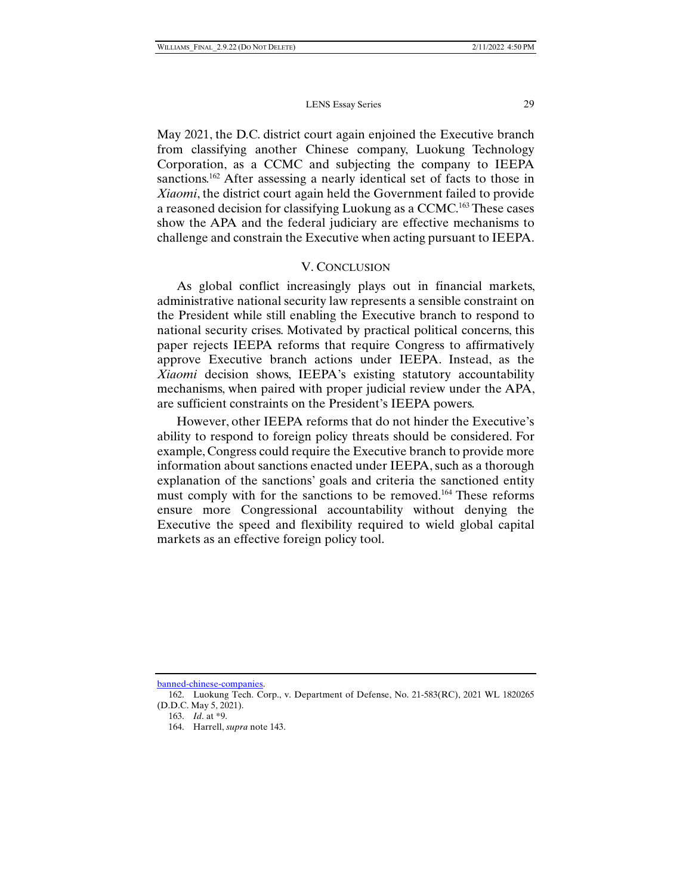May 2021, the D.C. district court again enjoined the Executive branch from classifying another Chinese company, Luokung Technology Corporation, as a CCMC and subjecting the company to IEEPA sanctions.[162] After assessing a nearly identical set of facts to those in *Xiaomi*, the district court again held the Government failed to provide a reasoned decision for classifying Luokung as a CCMC.[163] These cases show the APA and the federal judiciary are effective mechanisms to challenge and constrain the Executive when acting pursuant to IEEPA.

## V. CONCLUSION

As global conflict increasingly plays out in financial markets, administrative national security law represents a sensible constraint on the President while still enabling the Executive branch to respond to national security crises. Motivated by practical political concerns, this paper rejects IEEPA reforms that require Congress to affirmatively approve Executive branch actions under IEEPA. Instead, as the *Xiaomi* decision shows, IEEPA's existing statutory accountability mechanisms, when paired with proper judicial review under the APA, are sufficient constraints on the President's IEEPA powers.

However, other IEEPA reforms that do not hinder the Executive's ability to respond to foreign policy threats should be considered. For example, Congress could require the Executive branch to provide more information about sanctions enacted under IEEPA, such as a thorough explanation of the sanctions' goals and criteria the sanctioned entity must comply with for the sanctions to be removed.[164] These reforms ensure more Congressional accountability without denying the Executive the speed and flexibility required to wield global capital markets as an effective foreign policy tool.

---

banned-chinese-companies.

162. Luokung Tech. Corp., v. Department of Defense, No. 21-583(RC), 2021 WL 1820265 (D.D.C. May 5, 2021).

163. *Id*. at *9.

164. Harrell, *supra* note 143.